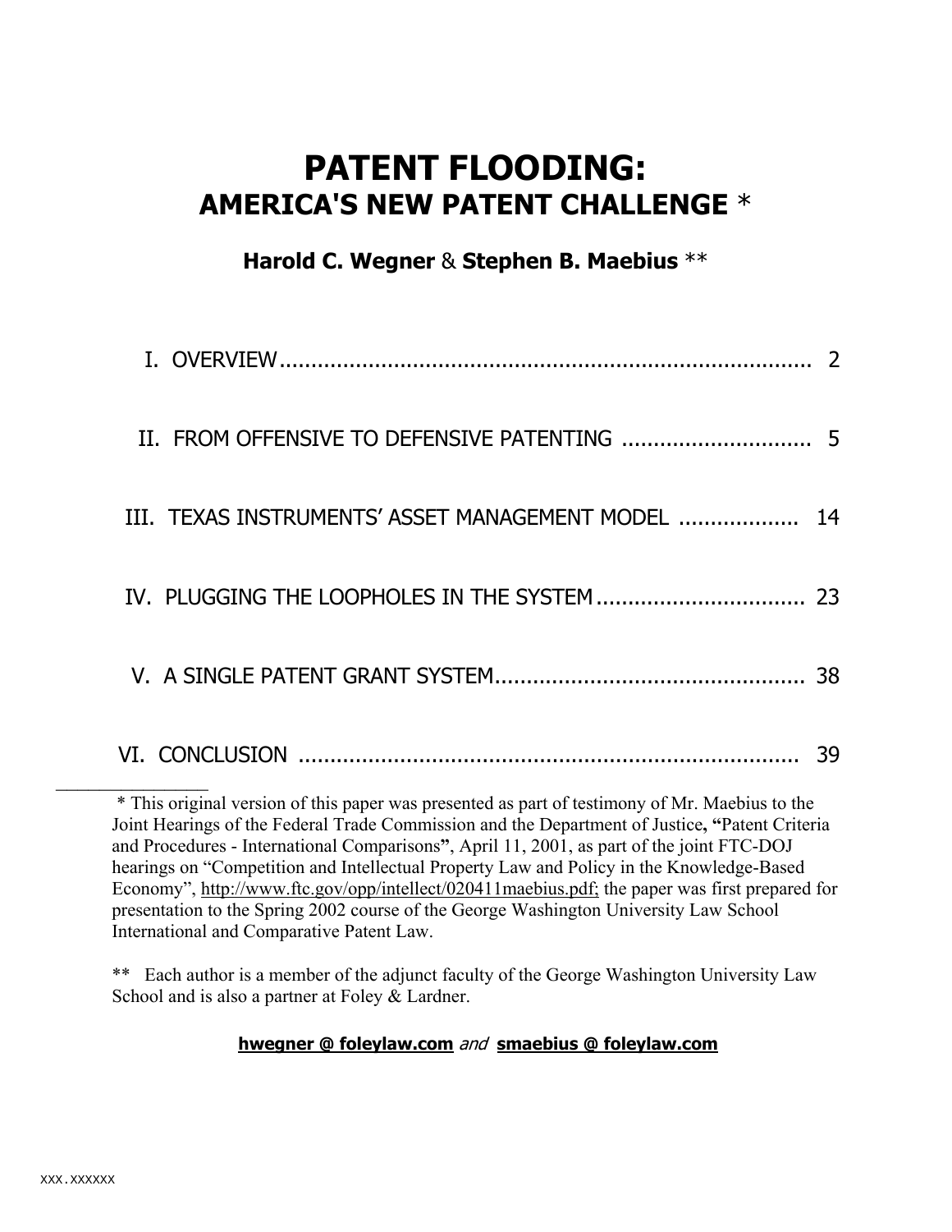# PATENT FLOODING:
## AMERICA'S NEW PATENT CHALLENGE *

**Harold C. Wegner** & **Stephen B. Maebius** **

| | |
|---|---|
| I. OVERVIEW | 2 |
| II. FROM OFFENSIVE TO DEFENSIVE PATENTING | 5 |
| III. TEXAS INSTRUMENTS' ASSET MANAGEMENT MODEL | 14 |
| IV. PLUGGING THE LOOPHOLES IN THE SYSTEM | 23 |
| V. A SINGLE PATENT GRANT SYSTEM | 38 |
| VI. CONCLUSION | 39 |

---

* This original version of this paper was presented as part of testimony of Mr. Maebius to the Joint Hearings of the Federal Trade Commission and the Department of Justice, **"**Patent Criteria and Procedures - International Comparisons**"**, April 11, 2001, as part of the joint FTC-DOJ hearings on "Competition and Intellectual Property Law and Policy in the Knowledge-Based Economy", http://www.ftc.gov/opp/intellect/020411maebius.pdf; the paper was first prepared for presentation to the Spring 2002 course of the George Washington University Law School International and Comparative Patent Law.

** Each author is a member of the adjunct faculty of the George Washington University Law School and is also a partner at Foley & Lardner.

**hwegner @ foleylaw.com** *and* **smaebius @ foleylaw.com**

xxx.xxxxxx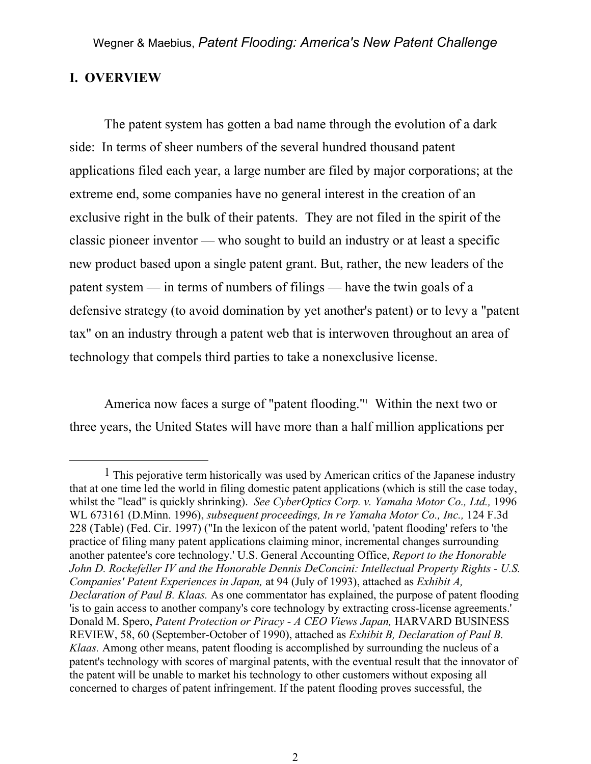## I. OVERVIEW

The patent system has gotten a bad name through the evolution of a dark side: In terms of sheer numbers of the several hundred thousand patent applications filed each year, a large number are filed by major corporations; at the extreme end, some companies have no general interest in the creation of an exclusive right in the bulk of their patents. They are not filed in the spirit of the classic pioneer inventor — who sought to build an industry or at least a specific new product based upon a single patent grant. But, rather, the new leaders of the patent system — in terms of numbers of filings — have the twin goals of a defensive strategy (to avoid domination by yet another's patent) or to levy a "patent tax" on an industry through a patent web that is interwoven throughout an area of technology that compels third parties to take a nonexclusive license.

America now faces a surge of "patent flooding."[1] Within the next two or three years, the United States will have more than a half million applications per

---

[1] This pejorative term historically was used by American critics of the Japanese industry that at one time led the world in filing domestic patent applications (which is still the case today, whilst the "lead" is quickly shrinking). *See CyberOptics Corp. v. Yamaha Motor Co., Ltd.,* 1996 WL 673161 (D.Minn. 1996), *subsequent proceedings, In re Yamaha Motor Co., Inc.,* 124 F.3d 228 (Table) (Fed. Cir. 1997) ("In the lexicon of the patent world, 'patent flooding' refers to 'the practice of filing many patent applications claiming minor, incremental changes surrounding another patentee's core technology.' U.S. General Accounting Office, *Report to the Honorable John D. Rockefeller IV and the Honorable Dennis DeConcini: Intellectual Property Rights - U.S. Companies' Patent Experiences in Japan,* at 94 (July of 1993), attached as *Exhibit A, Declaration of Paul B. Klaas.* As one commentator has explained, the purpose of patent flooding 'is to gain access to another company's core technology by extracting cross-license agreements.' Donald M. Spero, *Patent Protection or Piracy - A CEO Views Japan,* HARVARD BUSINESS REVIEW, 58, 60 (September-October of 1990), attached as *Exhibit B, Declaration of Paul B. Klaas.* Among other means, patent flooding is accomplished by surrounding the nucleus of a patent's technology with scores of marginal patents, with the eventual result that the innovator of the patent will be unable to market his technology to other customers without exposing all concerned to charges of patent infringement. If the patent flooding proves successful, the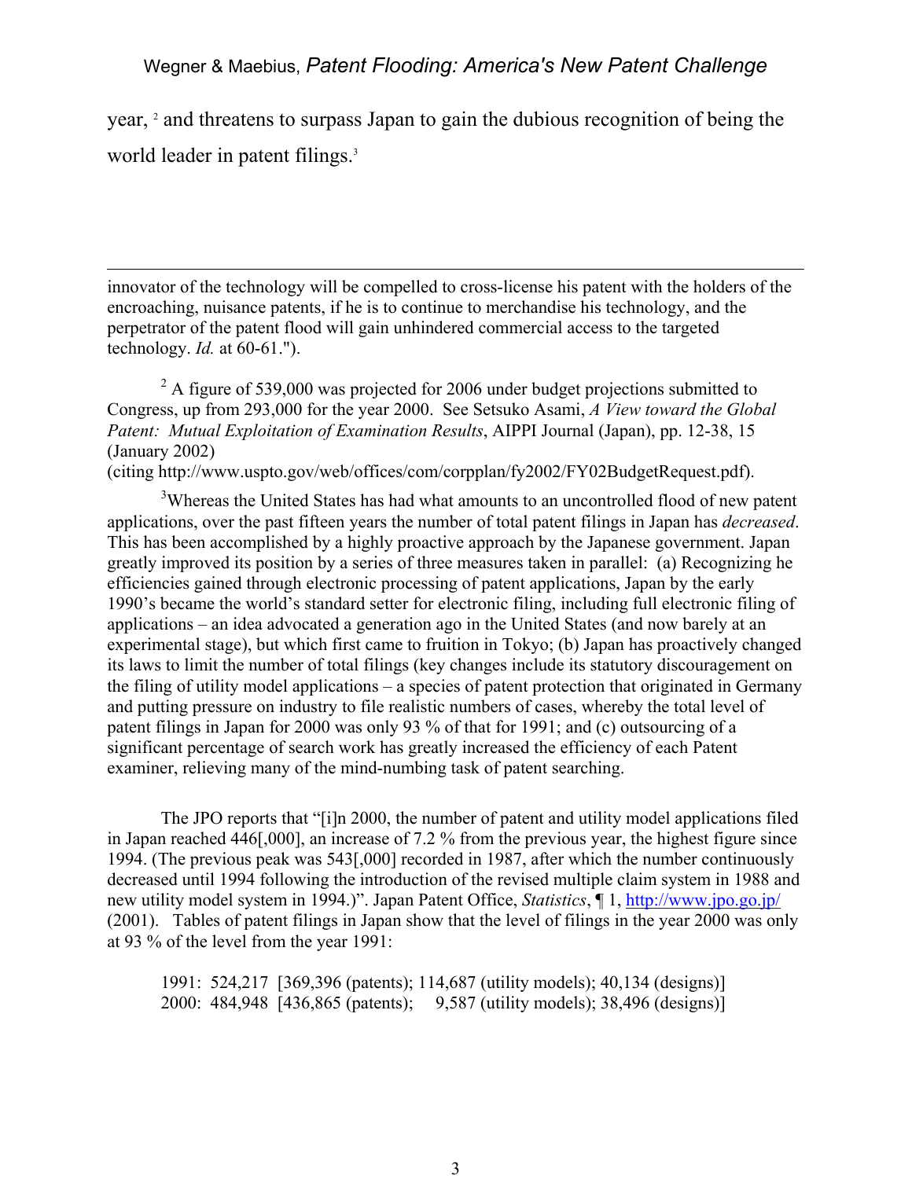year, [2] and threatens to surpass Japan to gain the dubious recognition of being the world leader in patent filings.[3]

---

innovator of the technology will be compelled to cross-license his patent with the holders of the encroaching, nuisance patents, if he is to continue to merchandise his technology, and the perpetrator of the patent flood will gain unhindered commercial access to the targeted technology. *Id.* at 60-61.").

[2] A figure of 539,000 was projected for 2006 under budget projections submitted to Congress, up from 293,000 for the year 2000. See Setsuko Asami, *A View toward the Global Patent: Mutual Exploitation of Examination Results*, AIPPI Journal (Japan), pp. 12-38, 15 (January 2002)
(citing http://www.uspto.gov/web/offices/com/corpplan/fy2002/FY02BudgetRequest.pdf).

[3] Whereas the United States has had what amounts to an uncontrolled flood of new patent applications, over the past fifteen years the number of total patent filings in Japan has *decreased*. This has been accomplished by a highly proactive approach by the Japanese government. Japan greatly improved its position by a series of three measures taken in parallel: (a) Recognizing he efficiencies gained through electronic processing of patent applications, Japan by the early 1990's became the world's standard setter for electronic filing, including full electronic filing of applications – an idea advocated a generation ago in the United States (and now barely at an experimental stage), but which first came to fruition in Tokyo; (b) Japan has proactively changed its laws to limit the number of total filings (key changes include its statutory discouragement on the filing of utility model applications – a species of patent protection that originated in Germany and putting pressure on industry to file realistic numbers of cases, whereby the total level of patent filings in Japan for 2000 was only 93 % of that for 1991; and (c) outsourcing of a significant percentage of search work has greatly increased the efficiency of each Patent examiner, relieving many of the mind-numbing task of patent searching.

The JPO reports that "[i]n 2000, the number of patent and utility model applications filed in Japan reached 446[,000], an increase of 7.2 % from the previous year, the highest figure since 1994. (The previous peak was 543[,000] recorded in 1987, after which the number continuously decreased until 1994 following the introduction of the revised multiple claim system in 1988 and new utility model system in 1994.)". Japan Patent Office, *Statistics*, ¶ 1, http://www.jpo.go.jp/ (2001). Tables of patent filings in Japan show that the level of filings in the year 2000 was only at 93 % of the level from the year 1991:

1991: 524,217 [369,396 (patents); 114,687 (utility models); 40,134 (designs)]
2000: 484,948 [436,865 (patents); 9,587 (utility models); 38,496 (designs)]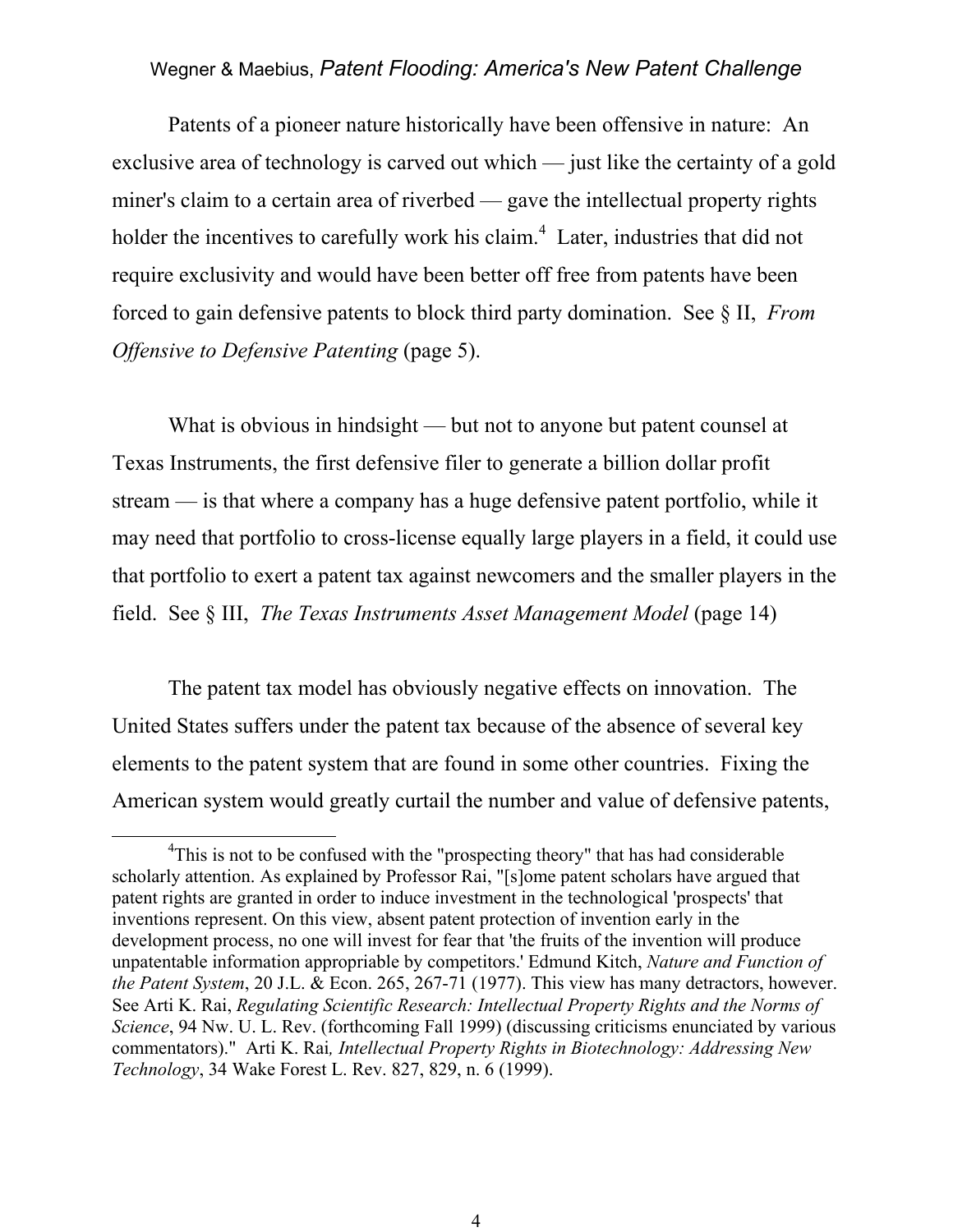Patents of a pioneer nature historically have been offensive in nature: An exclusive area of technology is carved out which — just like the certainty of a gold miner's claim to a certain area of riverbed — gave the intellectual property rights holder the incentives to carefully work his claim.[4] Later, industries that did not require exclusivity and would have been better off free from patents have been forced to gain defensive patents to block third party domination. See § II, *From Offensive to Defensive Patenting* (page 5).

What is obvious in hindsight — but not to anyone but patent counsel at Texas Instruments, the first defensive filer to generate a billion dollar profit stream — is that where a company has a huge defensive patent portfolio, while it may need that portfolio to cross-license equally large players in a field, it could use that portfolio to exert a patent tax against newcomers and the smaller players in the field. See § III, *The Texas Instruments Asset Management Model* (page 14)

The patent tax model has obviously negative effects on innovation. The United States suffers under the patent tax because of the absence of several key elements to the patent system that are found in some other countries. Fixing the American system would greatly curtail the number and value of defensive patents,

---

[4] This is not to be confused with the "prospecting theory" that has had considerable scholarly attention. As explained by Professor Rai, "[s]ome patent scholars have argued that patent rights are granted in order to induce investment in the technological 'prospects' that inventions represent. On this view, absent patent protection of invention early in the development process, no one will invest for fear that 'the fruits of the invention will produce unpatentable information appropriable by competitors.' Edmund Kitch, *Nature and Function of the Patent System*, 20 J.L. & Econ. 265, 267-71 (1977). This view has many detractors, however. See Arti K. Rai, *Regulating Scientific Research: Intellectual Property Rights and the Norms of Science*, 94 Nw. U. L. Rev. (forthcoming Fall 1999) (discussing criticisms enunciated by various commentators)." Arti K. Rai*, Intellectual Property Rights in Biotechnology: Addressing New Technology*, 34 Wake Forest L. Rev. 827, 829, n. 6 (1999).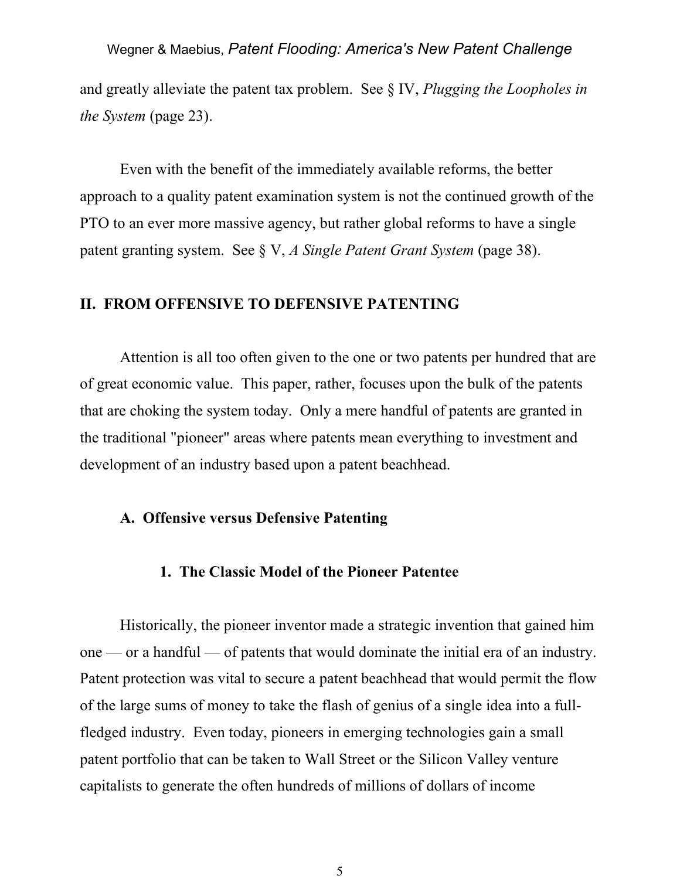and greatly alleviate the patent tax problem. See § IV, *Plugging the Loopholes in the System* (page 23).

Even with the benefit of the immediately available reforms, the better approach to a quality patent examination system is not the continued growth of the PTO to an ever more massive agency, but rather global reforms to have a single patent granting system. See § V, *A Single Patent Grant System* (page 38).

## II. FROM OFFENSIVE TO DEFENSIVE PATENTING

Attention is all too often given to the one or two patents per hundred that are of great economic value. This paper, rather, focuses upon the bulk of the patents that are choking the system today. Only a mere handful of patents are granted in the traditional "pioneer" areas where patents mean everything to investment and development of an industry based upon a patent beachhead.

### A. Offensive versus Defensive Patenting

#### 1. The Classic Model of the Pioneer Patentee

Historically, the pioneer inventor made a strategic invention that gained him one — or a handful — of patents that would dominate the initial era of an industry. Patent protection was vital to secure a patent beachhead that would permit the flow of the large sums of money to take the flash of genius of a single idea into a full-fledged industry. Even today, pioneers in emerging technologies gain a small patent portfolio that can be taken to Wall Street or the Silicon Valley venture capitalists to generate the often hundreds of millions of dollars of income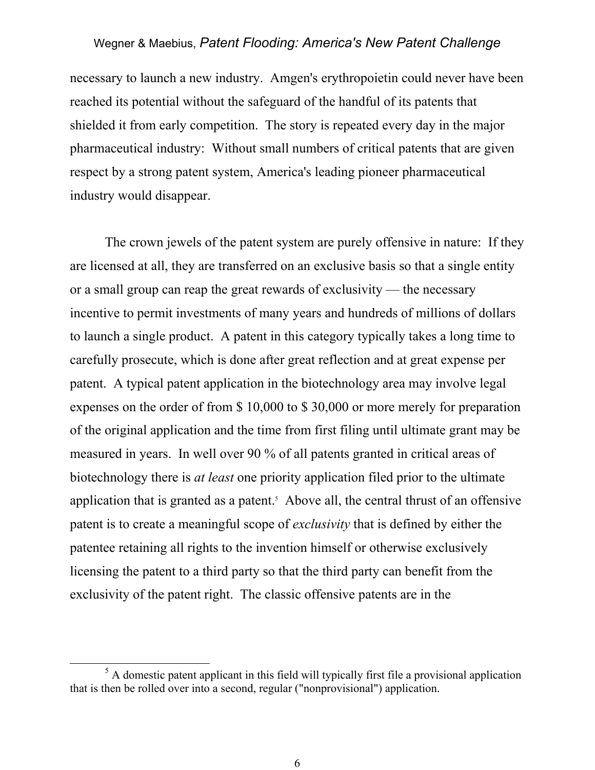necessary to launch a new industry. Amgen's erythropoietin could never have been reached its potential without the safeguard of the handful of its patents that shielded it from early competition. The story is repeated every day in the major pharmaceutical industry: Without small numbers of critical patents that are given respect by a strong patent system, America's leading pioneer pharmaceutical industry would disappear.

The crown jewels of the patent system are purely offensive in nature: If they are licensed at all, they are transferred on an exclusive basis so that a single entity or a small group can reap the great rewards of exclusivity — the necessary incentive to permit investments of many years and hundreds of millions of dollars to launch a single product. A patent in this category typically takes a long time to carefully prosecute, which is done after great reflection and at great expense per patent. A typical patent application in the biotechnology area may involve legal expenses on the order of from $ 10,000 to $ 30,000 or more merely for preparation of the original application and the time from first filing until ultimate grant may be measured in years. In well over 90 % of all patents granted in critical areas of biotechnology there is *at least* one priority application filed prior to the ultimate application that is granted as a patent.[5] Above all, the central thrust of an offensive patent is to create a meaningful scope of *exclusivity* that is defined by either the patentee retaining all rights to the invention himself or otherwise exclusively licensing the patent to a third party so that the third party can benefit from the exclusivity of the patent right. The classic offensive patents are in the

[5] A domestic patent applicant in this field will typically first file a provisional application that is then be rolled over into a second, regular ("nonprovisional") application.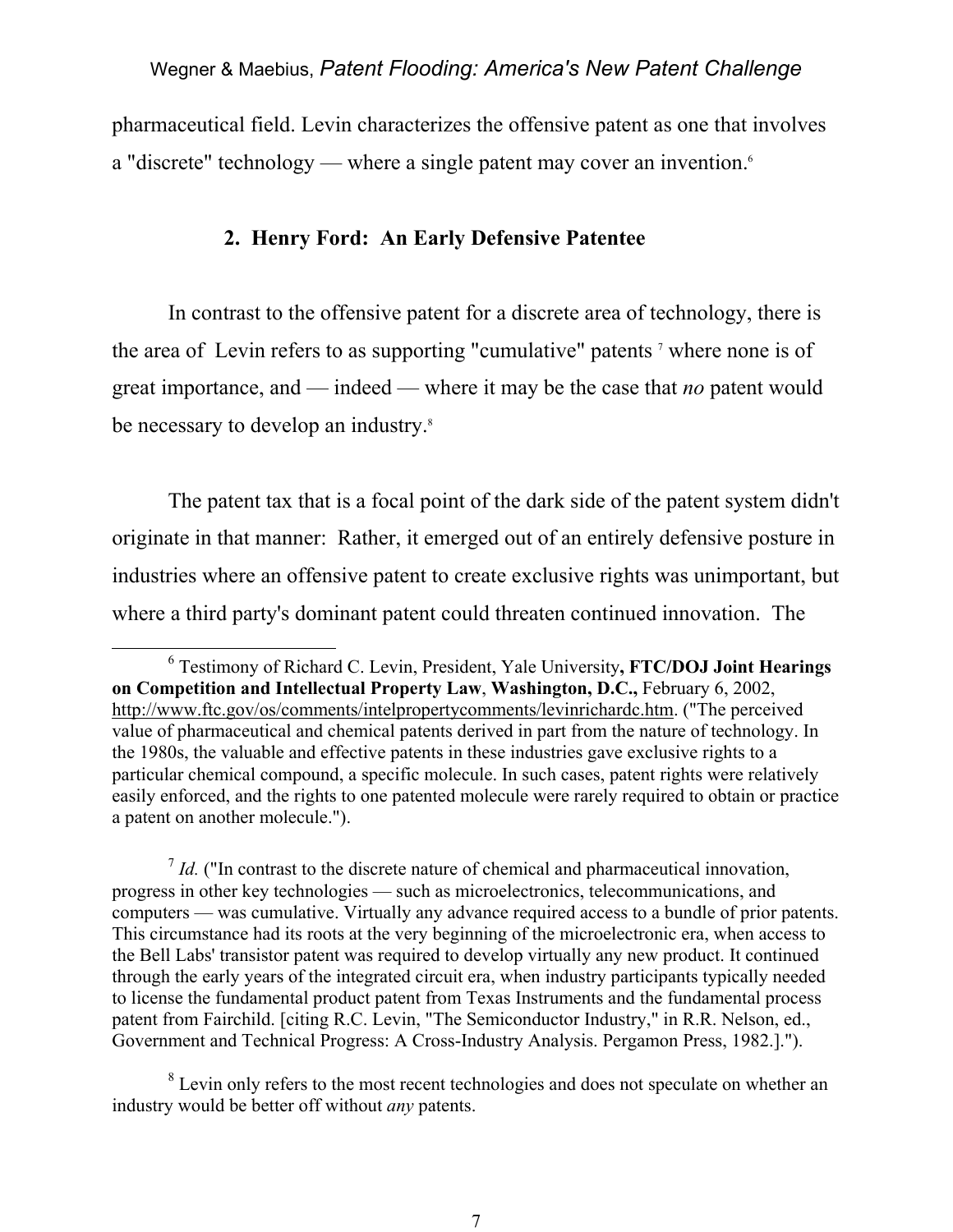pharmaceutical field. Levin characterizes the offensive patent as one that involves a "discrete" technology — where a single patent may cover an invention.[6]

### 2. Henry Ford: An Early Defensive Patentee

In contrast to the offensive patent for a discrete area of technology, there is the area of Levin refers to as supporting "cumulative" patents [7] where none is of great importance, and — indeed — where it may be the case that *no* patent would be necessary to develop an industry.[8]

The patent tax that is a focal point of the dark side of the patent system didn't originate in that manner: Rather, it emerged out of an entirely defensive posture in industries where an offensive patent to create exclusive rights was unimportant, but where a third party's dominant patent could threaten continued innovation. The

---

[6] Testimony of Richard C. Levin, President, Yale University**, FTC/DOJ Joint Hearings on Competition and Intellectual Property Law**, **Washington, D.C.,** February 6, 2002, http://www.ftc.gov/os/comments/intelpropertycomments/levinrichardc.htm. ("The perceived value of pharmaceutical and chemical patents derived in part from the nature of technology. In the 1980s, the valuable and effective patents in these industries gave exclusive rights to a particular chemical compound, a specific molecule. In such cases, patent rights were relatively easily enforced, and the rights to one patented molecule were rarely required to obtain or practice a patent on another molecule.").

[7] *Id.* ("In contrast to the discrete nature of chemical and pharmaceutical innovation, progress in other key technologies — such as microelectronics, telecommunications, and computers — was cumulative. Virtually any advance required access to a bundle of prior patents. This circumstance had its roots at the very beginning of the microelectronic era, when access to the Bell Labs' transistor patent was required to develop virtually any new product. It continued through the early years of the integrated circuit era, when industry participants typically needed to license the fundamental product patent from Texas Instruments and the fundamental process patent from Fairchild. [citing R.C. Levin, "The Semiconductor Industry," in R.R. Nelson, ed., Government and Technical Progress: A Cross-Industry Analysis. Pergamon Press, 1982.].").

[8] Levin only refers to the most recent technologies and does not speculate on whether an industry would be better off without *any* patents.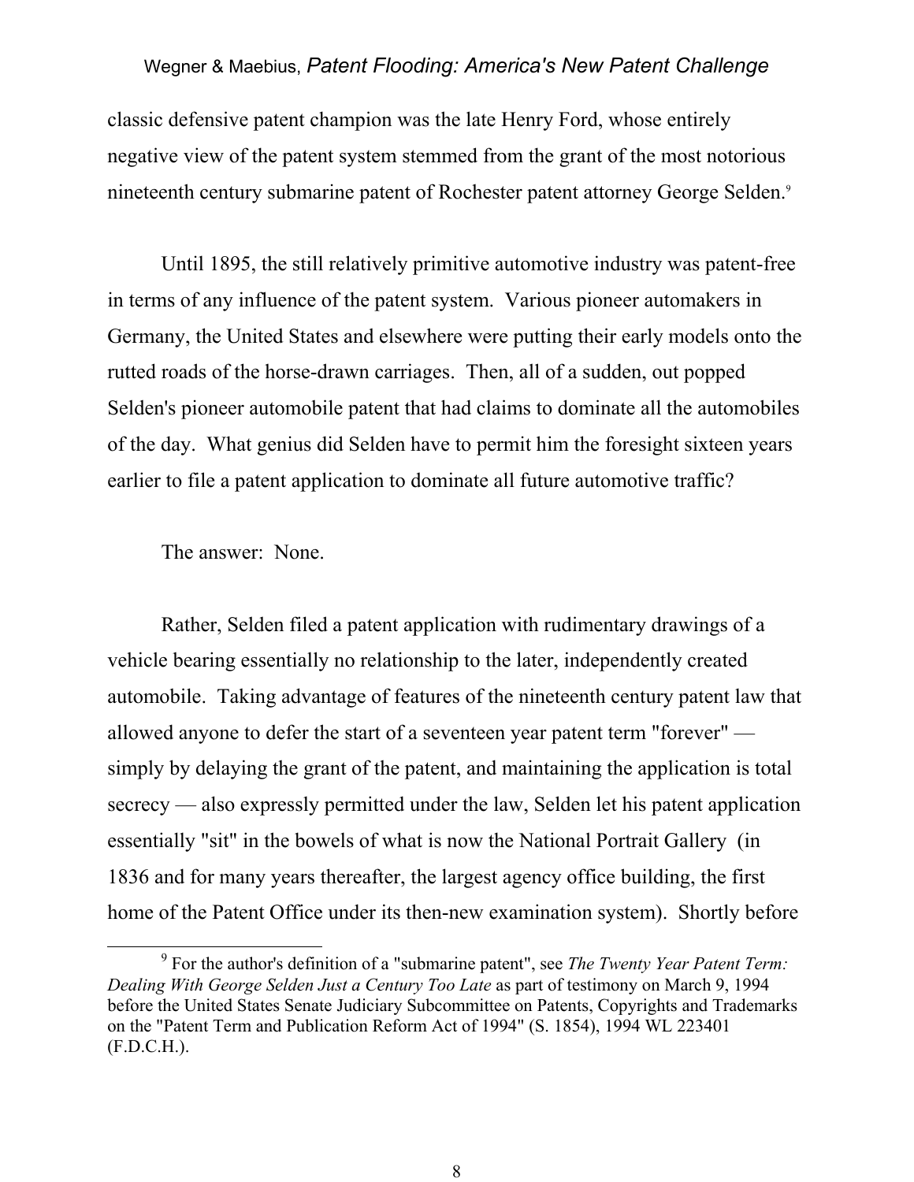classic defensive patent champion was the late Henry Ford, whose entirely negative view of the patent system stemmed from the grant of the most notorious nineteenth century submarine patent of Rochester patent attorney George Selden.[9]

Until 1895, the still relatively primitive automotive industry was patent-free in terms of any influence of the patent system. Various pioneer automakers in Germany, the United States and elsewhere were putting their early models onto the rutted roads of the horse-drawn carriages. Then, all of a sudden, out popped Selden's pioneer automobile patent that had claims to dominate all the automobiles of the day. What genius did Selden have to permit him the foresight sixteen years earlier to file a patent application to dominate all future automotive traffic?

The answer: None.

Rather, Selden filed a patent application with rudimentary drawings of a vehicle bearing essentially no relationship to the later, independently created automobile. Taking advantage of features of the nineteenth century patent law that allowed anyone to defer the start of a seventeen year patent term "forever" — simply by delaying the grant of the patent, and maintaining the application is total secrecy — also expressly permitted under the law, Selden let his patent application essentially "sit" in the bowels of what is now the National Portrait Gallery (in 1836 and for many years thereafter, the largest agency office building, the first home of the Patent Office under its then-new examination system). Shortly before

---

[9] For the author's definition of a "submarine patent", see *The Twenty Year Patent Term: Dealing With George Selden Just a Century Too Late* as part of testimony on March 9, 1994 before the United States Senate Judiciary Subcommittee on Patents, Copyrights and Trademarks on the "Patent Term and Publication Reform Act of 1994" (S. 1854), 1994 WL 223401 (F.D.C.H.).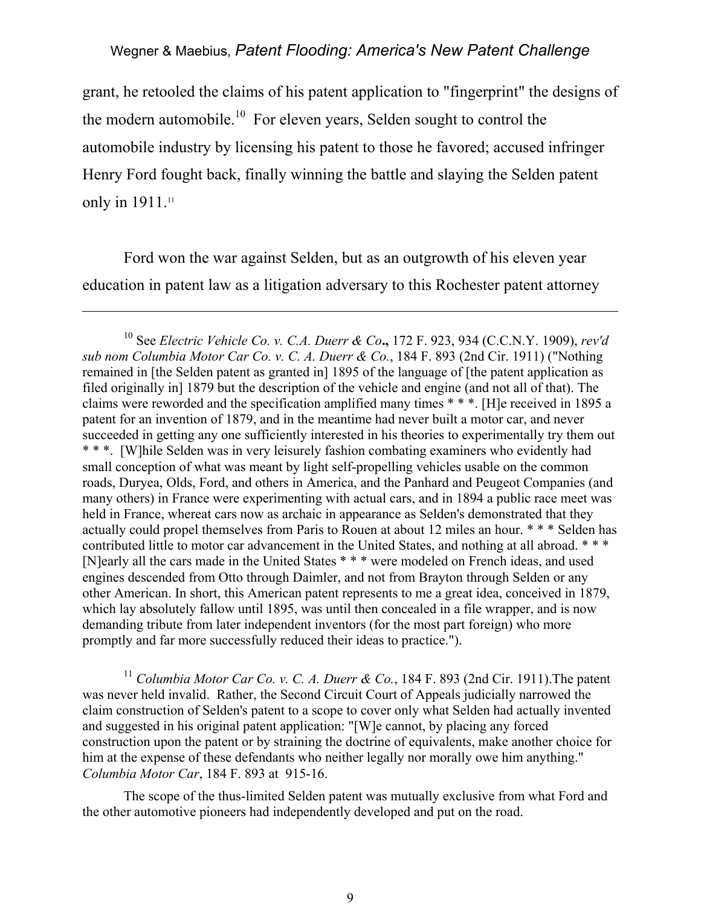grant, he retooled the claims of his patent application to "fingerprint" the designs of the modern automobile.[10] For eleven years, Selden sought to control the automobile industry by licensing his patent to those he favored; accused infringer Henry Ford fought back, finally winning the battle and slaying the Selden patent only in 1911.[11]

Ford won the war against Selden, but as an outgrowth of his eleven year education in patent law as a litigation adversary to this Rochester patent attorney

---

[10] See *Electric Vehicle Co. v. C.A. Duerr & Co***.,** 172 F. 923, 934 (C.C.N.Y. 1909), *rev'd sub nom Columbia Motor Car Co. v. C. A. Duerr & Co.*, 184 F. 893 (2nd Cir. 1911) ("Nothing remained in [the Selden patent as granted in] 1895 of the language of [the patent application as filed originally in] 1879 but the description of the vehicle and engine (and not all of that). The claims were reworded and the specification amplified many times * * *. [H]e received in 1895 a patent for an invention of 1879, and in the meantime had never built a motor car, and never succeeded in getting any one sufficiently interested in his theories to experimentally try them out * * *. [W]hile Selden was in very leisurely fashion combating examiners who evidently had small conception of what was meant by light self-propelling vehicles usable on the common roads, Duryea, Olds, Ford, and others in America, and the Panhard and Peugeot Companies (and many others) in France were experimenting with actual cars, and in 1894 a public race meet was held in France, whereat cars now as archaic in appearance as Selden's demonstrated that they actually could propel themselves from Paris to Rouen at about 12 miles an hour. * * * Selden has contributed little to motor car advancement in the United States, and nothing at all abroad. * * * [N]early all the cars made in the United States * * * were modeled on French ideas, and used engines descended from Otto through Daimler, and not from Brayton through Selden or any other American. In short, this American patent represents to me a great idea, conceived in 1879, which lay absolutely fallow until 1895, was until then concealed in a file wrapper, and is now demanding tribute from later independent inventors (for the most part foreign) who more promptly and far more successfully reduced their ideas to practice.").

[11] *Columbia Motor Car Co. v. C. A. Duerr & Co.*, 184 F. 893 (2nd Cir. 1911).The patent was never held invalid. Rather, the Second Circuit Court of Appeals judicially narrowed the claim construction of Selden's patent to a scope to cover only what Selden had actually invented and suggested in his original patent application: "[W]e cannot, by placing any forced construction upon the patent or by straining the doctrine of equivalents, make another choice for him at the expense of these defendants who neither legally nor morally owe him anything." *Columbia Motor Car*, 184 F. 893 at 915-16.

The scope of the thus-limited Selden patent was mutually exclusive from what Ford and the other automotive pioneers had independently developed and put on the road.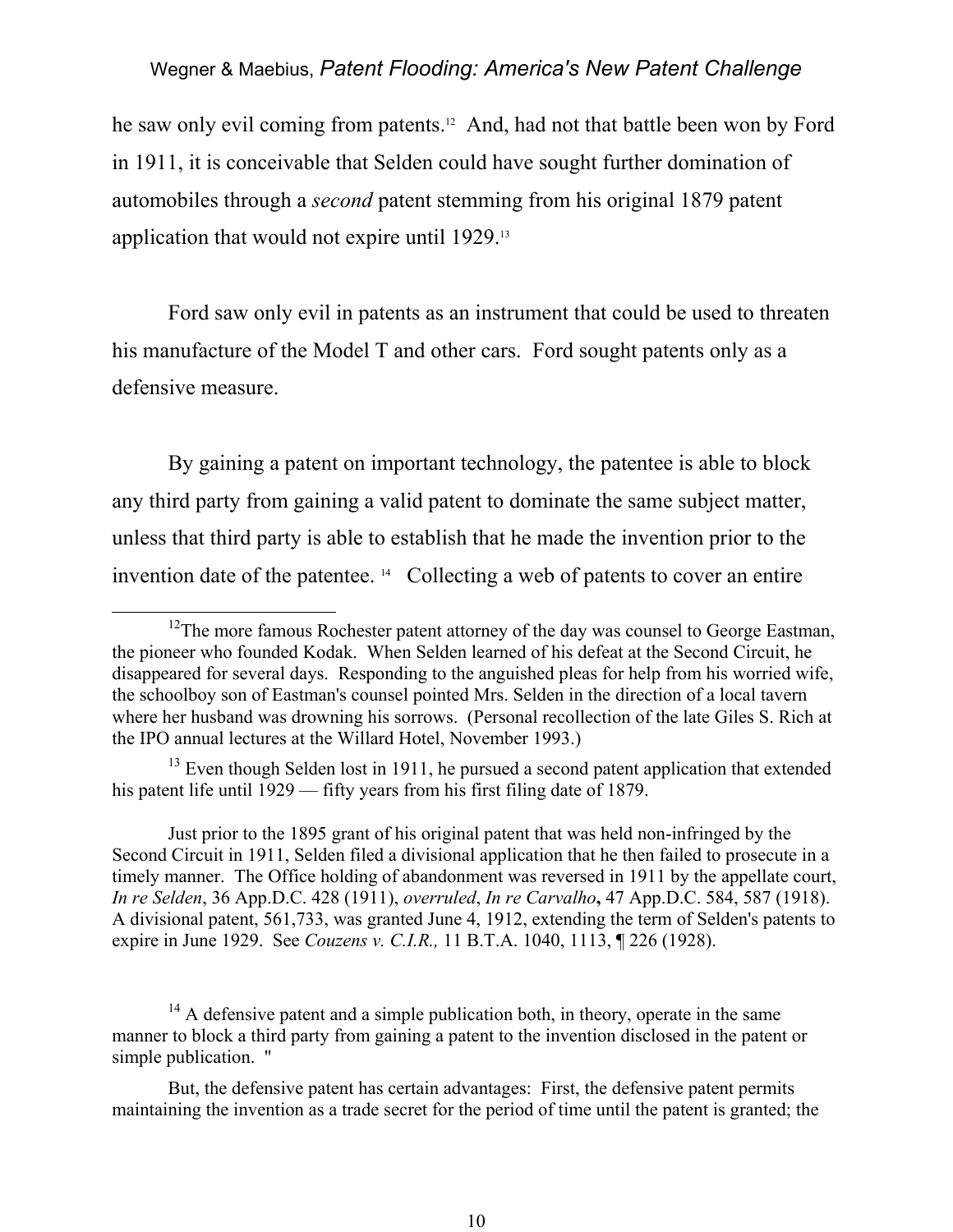he saw only evil coming from patents.[12] And, had not that battle been won by Ford in 1911, it is conceivable that Selden could have sought further domination of automobiles through a *second* patent stemming from his original 1879 patent application that would not expire until 1929.[13]

Ford saw only evil in patents as an instrument that could be used to threaten his manufacture of the Model T and other cars. Ford sought patents only as a defensive measure.

By gaining a patent on important technology, the patentee is able to block any third party from gaining a valid patent to dominate the same subject matter, unless that third party is able to establish that he made the invention prior to the invention date of the patentee.[14] Collecting a web of patents to cover an entire

---

[12] The more famous Rochester patent attorney of the day was counsel to George Eastman, the pioneer who founded Kodak. When Selden learned of his defeat at the Second Circuit, he disappeared for several days. Responding to the anguished pleas for help from his worried wife, the schoolboy son of Eastman's counsel pointed Mrs. Selden in the direction of a local tavern where her husband was drowning his sorrows. (Personal recollection of the late Giles S. Rich at the IPO annual lectures at the Willard Hotel, November 1993.)

[13] Even though Selden lost in 1911, he pursued a second patent application that extended his patent life until 1929 — fifty years from his first filing date of 1879.

Just prior to the 1895 grant of his original patent that was held non-infringed by the Second Circuit in 1911, Selden filed a divisional application that he then failed to prosecute in a timely manner. The Office holding of abandonment was reversed in 1911 by the appellate court, *In re Selden*, 36 App.D.C. 428 (1911), *overruled*, *In re Carvalho***,** 47 App.D.C. 584, 587 (1918). A divisional patent, 561,733, was granted June 4, 1912, extending the term of Selden's patents to expire in June 1929. See *Couzens v. C.I.R.,* 11 B.T.A. 1040, 1113, ¶ 226 (1928).

[14] A defensive patent and a simple publication both, in theory, operate in the same manner to block a third party from gaining a patent to the invention disclosed in the patent or simple publication. "

But, the defensive patent has certain advantages: First, the defensive patent permits maintaining the invention as a trade secret for the period of time until the patent is granted; the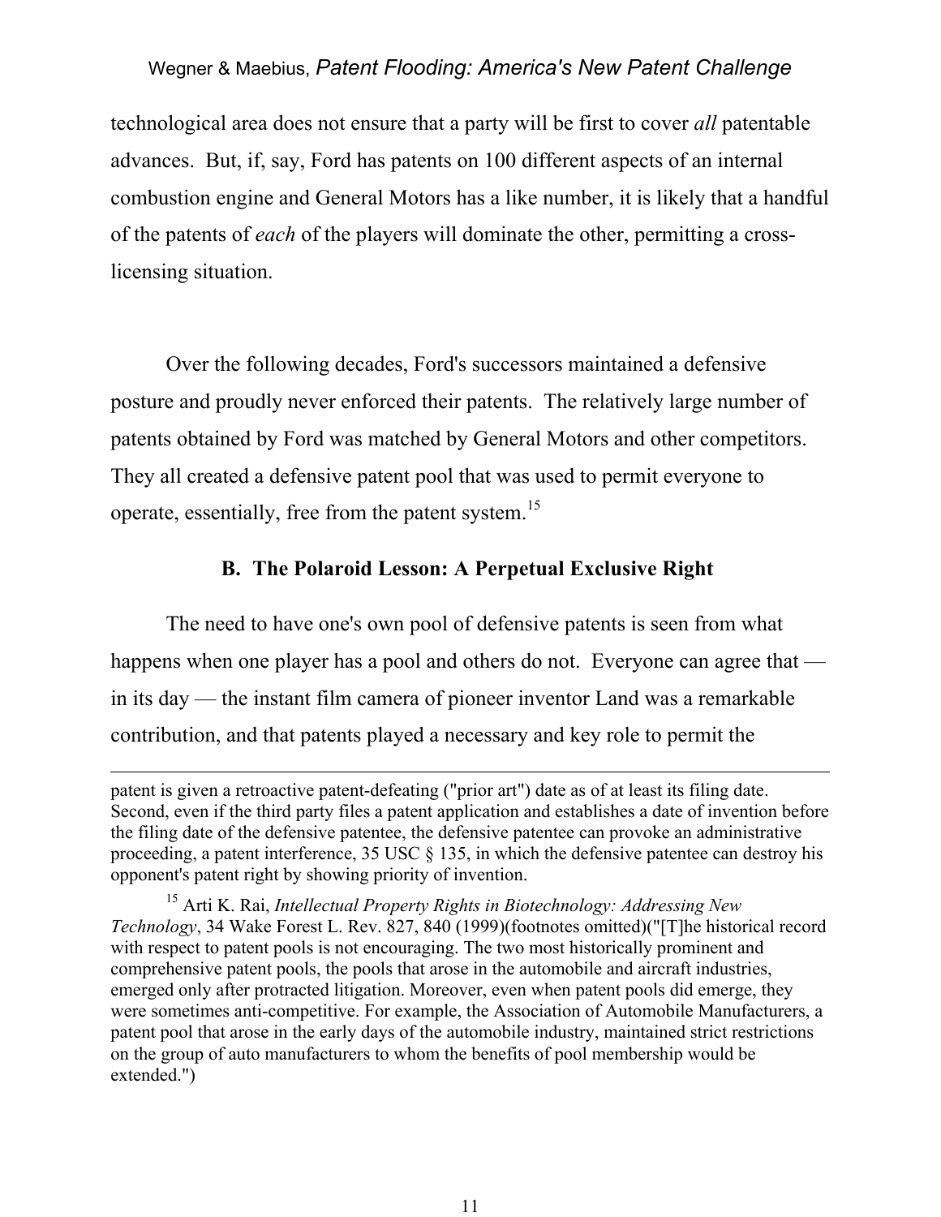technological area does not ensure that a party will be first to cover *all* patentable advances. But, if, say, Ford has patents on 100 different aspects of an internal combustion engine and General Motors has a like number, it is likely that a handful of the patents of *each* of the players will dominate the other, permitting a cross-licensing situation.

Over the following decades, Ford's successors maintained a defensive posture and proudly never enforced their patents. The relatively large number of patents obtained by Ford was matched by General Motors and other competitors. They all created a defensive patent pool that was used to permit everyone to operate, essentially, free from the patent system.[15]

### B. The Polaroid Lesson: A Perpetual Exclusive Right

The need to have one's own pool of defensive patents is seen from what happens when one player has a pool and others do not. Everyone can agree that — in its day — the instant film camera of pioneer inventor Land was a remarkable contribution, and that patents played a necessary and key role to permit the

---

patent is given a retroactive patent-defeating ("prior art") date as of at least its filing date. Second, even if the third party files a patent application and establishes a date of invention before the filing date of the defensive patentee, the defensive patentee can provoke an administrative proceeding, a patent interference, 35 USC § 135, in which the defensive patentee can destroy his opponent's patent right by showing priority of invention.

[15] Arti K. Rai, *Intellectual Property Rights in Biotechnology: Addressing New Technology*, 34 Wake Forest L. Rev. 827, 840 (1999)(footnotes omitted)("[T]he historical record with respect to patent pools is not encouraging. The two most historically prominent and comprehensive patent pools, the pools that arose in the automobile and aircraft industries, emerged only after protracted litigation. Moreover, even when patent pools did emerge, they were sometimes anti-competitive. For example, the Association of Automobile Manufacturers, a patent pool that arose in the early days of the automobile industry, maintained strict restrictions on the group of auto manufacturers to whom the benefits of pool membership would be extended.")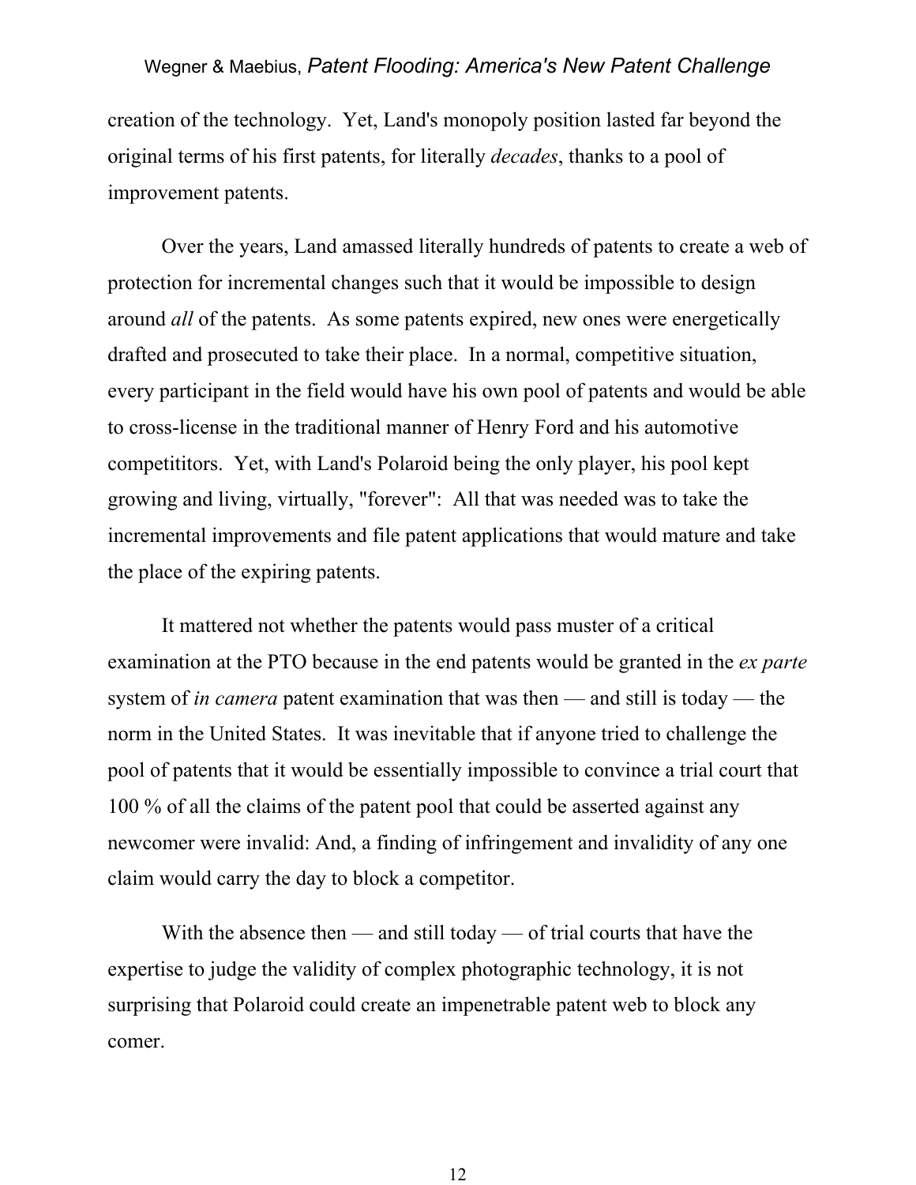creation of the technology. Yet, Land's monopoly position lasted far beyond the original terms of his first patents, for literally *decades*, thanks to a pool of improvement patents.

Over the years, Land amassed literally hundreds of patents to create a web of protection for incremental changes such that it would be impossible to design around *all* of the patents. As some patents expired, new ones were energetically drafted and prosecuted to take their place. In a normal, competitive situation, every participant in the field would have his own pool of patents and would be able to cross-license in the traditional manner of Henry Ford and his automotive compettitors. Yet, with Land's Polaroid being the only player, his pool kept growing and living, virtually, "forever": All that was needed was to take the incremental improvements and file patent applications that would mature and take the place of the expiring patents.

It mattered not whether the patents would pass muster of a critical examination at the PTO because in the end patents would be granted in the *ex parte* system of *in camera* patent examination that was then — and still is today — the norm in the United States. It was inevitable that if anyone tried to challenge the pool of patents that it would be essentially impossible to convince a trial court that 100 % of all the claims of the patent pool that could be asserted against any newcomer were invalid: And, a finding of infringement and invalidity of any one claim would carry the day to block a competitor.

With the absence then — and still today — of trial courts that have the expertise to judge the validity of complex photographic technology, it is not surprising that Polaroid could create an impenetrable patent web to block any comer.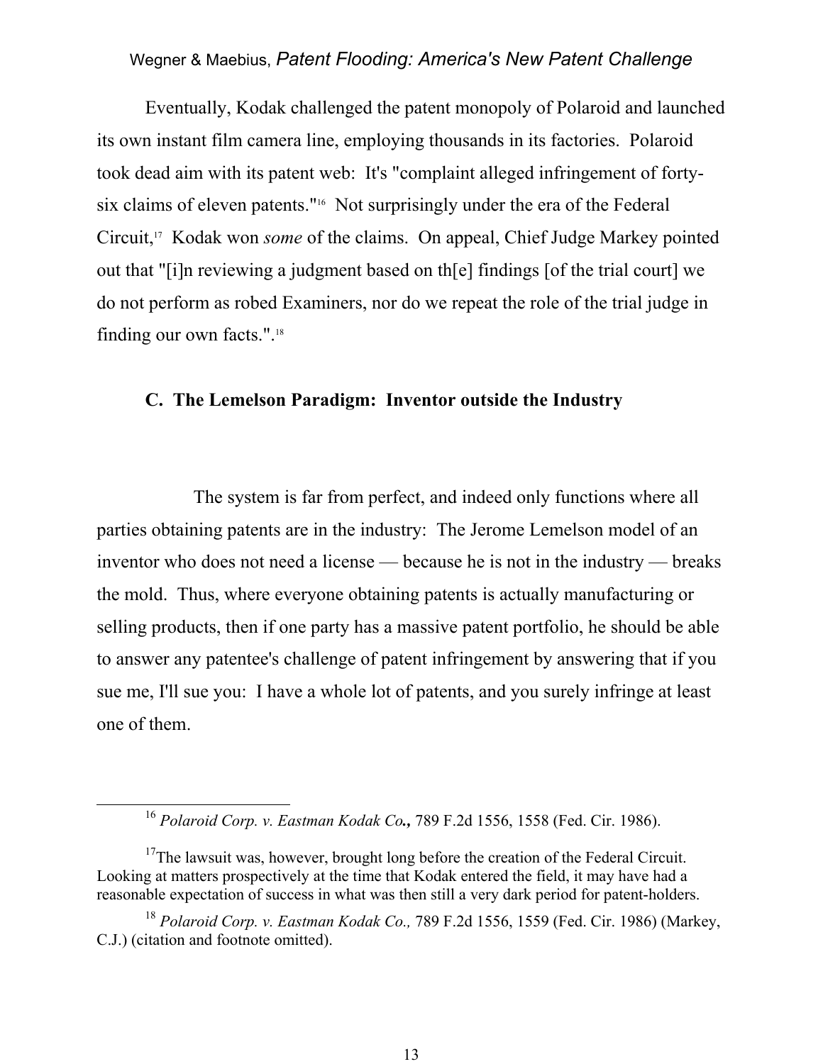Eventually, Kodak challenged the patent monopoly of Polaroid and launched its own instant film camera line, employing thousands in its factories. Polaroid took dead aim with its patent web: It's "complaint alleged infringement of forty-six claims of eleven patents."[16] Not surprisingly under the era of the Federal Circuit,[17] Kodak won *some* of the claims. On appeal, Chief Judge Markey pointed out that "[i]n reviewing a judgment based on th[e] findings [of the trial court] we do not perform as robed Examiners, nor do we repeat the role of the trial judge in finding our own facts.".[18]

### C. The Lemelson Paradigm: Inventor outside the Industry

The system is far from perfect, and indeed only functions where all parties obtaining patents are in the industry: The Jerome Lemelson model of an inventor who does not need a license — because he is not in the industry — breaks the mold. Thus, where everyone obtaining patents is actually manufacturing or selling products, then if one party has a massive patent portfolio, he should be able to answer any patentee's challenge of patent infringement by answering that if you sue me, I'll sue you: I have a whole lot of patents, and you surely infringe at least one of them.

---

[16] *Polaroid Corp. v. Eastman Kodak Co.,* 789 F.2d 1556, 1558 (Fed. Cir. 1986).

[17] The lawsuit was, however, brought long before the creation of the Federal Circuit. Looking at matters prospectively at the time that Kodak entered the field, it may have had a reasonable expectation of success in what was then still a very dark period for patent-holders.

[18] *Polaroid Corp. v. Eastman Kodak Co.,* 789 F.2d 1556, 1559 (Fed. Cir. 1986) (Markey, C.J.) (citation and footnote omitted).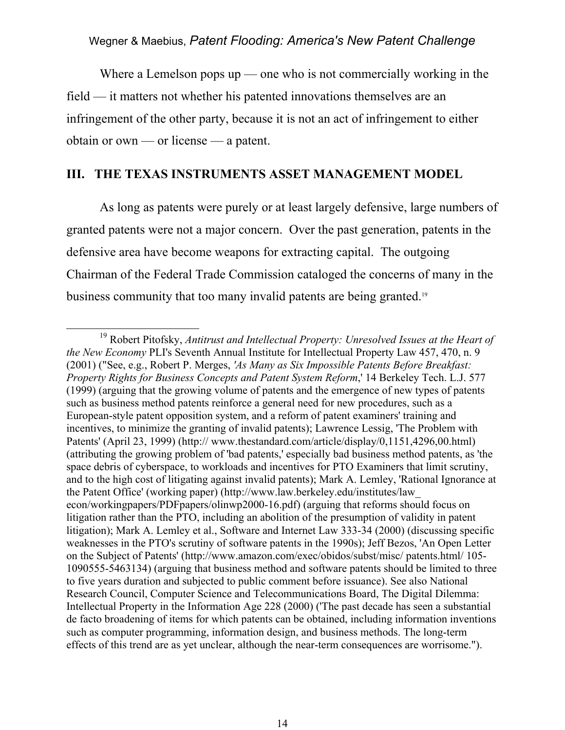Where a Lemelson pops up — one who is not commercially working in the field — it matters not whether his patented innovations themselves are an infringement of the other party, because it is not an act of infringement to either obtain or own — or license — a patent.

## III. THE TEXAS INSTRUMENTS ASSET MANAGEMENT MODEL

As long as patents were purely or at least largely defensive, large numbers of granted patents were not a major concern. Over the past generation, patents in the defensive area have become weapons for extracting capital. The outgoing Chairman of the Federal Trade Commission cataloged the concerns of many in the business community that too many invalid patents are being granted.[19]

---

[19] Robert Pitofsky, *Antitrust and Intellectual Property: Unresolved Issues at the Heart of the New Economy* PLI's Seventh Annual Institute for Intellectual Property Law 457, 470, n. 9 (2001) ("See, e.g., Robert P. Merges, *'As Many as Six Impossible Patents Before Breakfast: Property Rights for Business Concepts and Patent System Reform*,' 14 Berkeley Tech. L.J. 577 (1999) (arguing that the growing volume of patents and the emergence of new types of patents such as business method patents reinforce a general need for new procedures, such as a European-style patent opposition system, and a reform of patent examiners' training and incentives, to minimize the granting of invalid patents); Lawrence Lessig, 'The Problem with Patents' (April 23, 1999) (http:// www.thestandard.com/article/display/0,1151,4296,00.html) (attributing the growing problem of 'bad patents,' especially bad business method patents, as 'the space debris of cyberspace, to workloads and incentives for PTO Examiners that limit scrutiny, and to the high cost of litigating against invalid patents); Mark A. Lemley, 'Rational Ignorance at the Patent Office' (working paper) (http://www.law.berkeley.edu/institutes/law_ econ/workingpapers/PDFpapers/olinwp2000-16.pdf) (arguing that reforms should focus on litigation rather than the PTO, including an abolition of the presumption of validity in patent litigation); Mark A. Lemley et al., Software and Internet Law 333-34 (2000) (discussing specific weaknesses in the PTO's scrutiny of software patents in the 1990s); Jeff Bezos, 'An Open Letter on the Subject of Patents' (http://www.amazon.com/exec/obidos/subst/misc/ patents.html/ 105-1090555-5463134) (arguing that business method and software patents should be limited to three to five years duration and subjected to public comment before issuance). See also National Research Council, Computer Science and Telecommunications Board, The Digital Dilemma: Intellectual Property in the Information Age 228 (2000) ('The past decade has seen a substantial de facto broadening of items for which patents can be obtained, including information inventions such as computer programming, information design, and business methods. The long-term effects of this trend are as yet unclear, although the near-term consequences are worrisome.").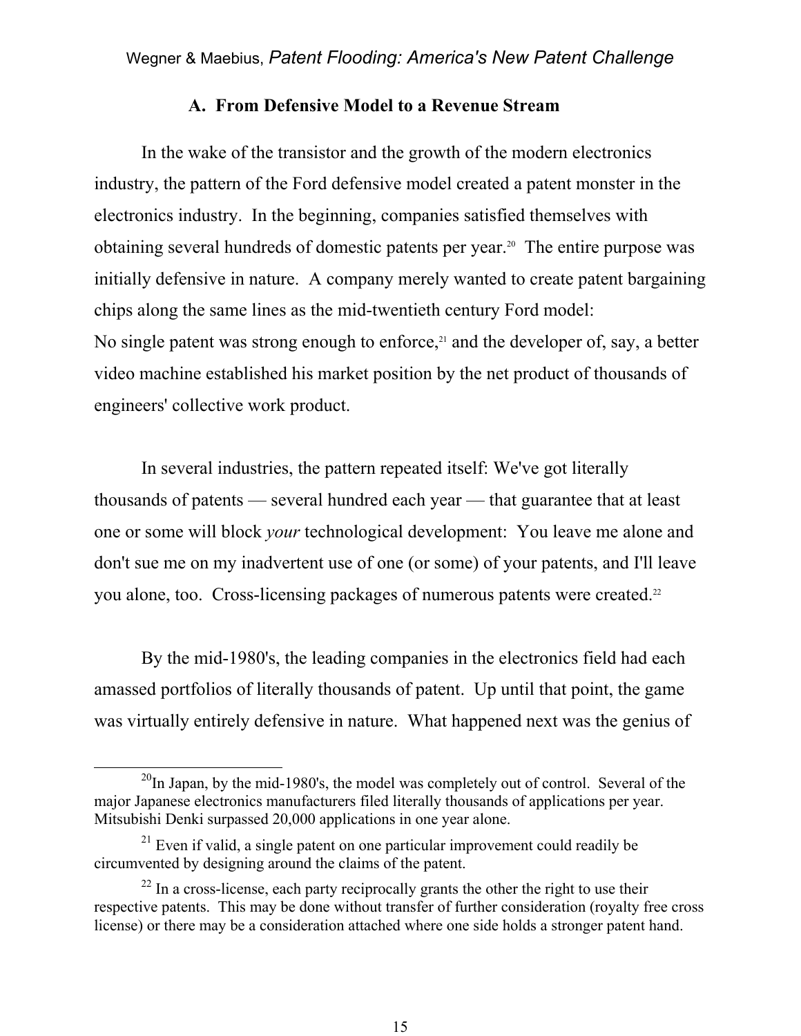### A. From Defensive Model to a Revenue Stream

In the wake of the transistor and the growth of the modern electronics industry, the pattern of the Ford defensive model created a patent monster in the electronics industry. In the beginning, companies satisfied themselves with obtaining several hundreds of domestic patents per year.[20] The entire purpose was initially defensive in nature. A company merely wanted to create patent bargaining chips along the same lines as the mid-twentieth century Ford model:
No single patent was strong enough to enforce,[21] and the developer of, say, a better video machine established his market position by the net product of thousands of engineers' collective work product.

In several industries, the pattern repeated itself: We've got literally thousands of patents — several hundred each year — that guarantee that at least one or some will block *your* technological development: You leave me alone and don't sue me on my inadvertent use of one (or some) of your patents, and I'll leave you alone, too. Cross-licensing packages of numerous patents were created.[22]

By the mid-1980's, the leading companies in the electronics field had each amassed portfolios of literally thousands of patent. Up until that point, the game was virtually entirely defensive in nature. What happened next was the genius of

---

[20] In Japan, by the mid-1980's, the model was completely out of control. Several of the major Japanese electronics manufacturers filed literally thousands of applications per year. Mitsubishi Denki surpassed 20,000 applications in one year alone.

[21] Even if valid, a single patent on one particular improvement could readily be circumvented by designing around the claims of the patent.

[22] In a cross-license, each party reciprocally grants the other the right to use their respective patents. This may be done without transfer of further consideration (royalty free cross license) or there may be a consideration attached where one side holds a stronger patent hand.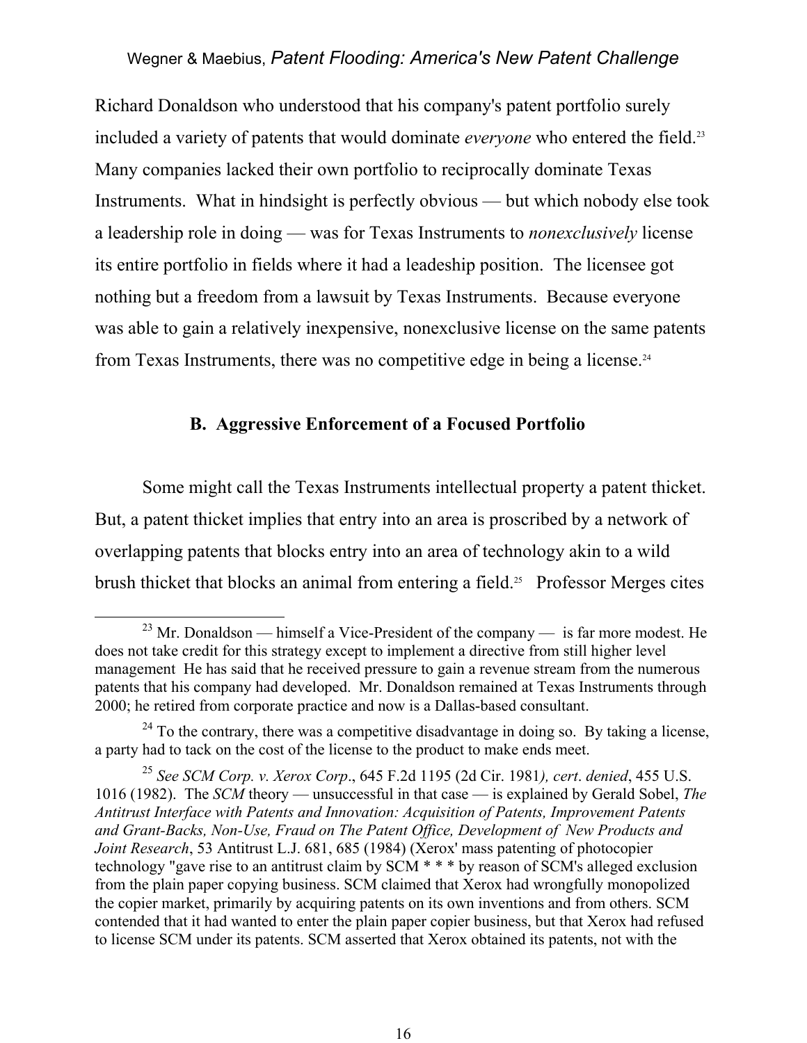Richard Donaldson who understood that his company's patent portfolio surely included a variety of patents that would dominate *everyone* who entered the field.[23] Many companies lacked their own portfolio to reciprocally dominate Texas Instruments. What in hindsight is perfectly obvious — but which nobody else took a leadership role in doing — was for Texas Instruments to *nonexclusively* license its entire portfolio in fields where it had a leadeship position. The licensee got nothing but a freedom from a lawsuit by Texas Instruments. Because everyone was able to gain a relatively inexpensive, nonexclusive license on the same patents from Texas Instruments, there was no competitive edge in being a license.[24]

### B. Aggressive Enforcement of a Focused Portfolio

Some might call the Texas Instruments intellectual property a patent thicket. But, a patent thicket implies that entry into an area is proscribed by a network of overlapping patents that blocks entry into an area of technology akin to a wild brush thicket that blocks an animal from entering a field.[25] Professor Merges cites

---

[23] Mr. Donaldson — himself a Vice-President of the company — is far more modest. He does not take credit for this strategy except to implement a directive from still higher level management He has said that he received pressure to gain a revenue stream from the numerous patents that his company had developed. Mr. Donaldson remained at Texas Instruments through 2000; he retired from corporate practice and now is a Dallas-based consultant.

[24] To the contrary, there was a competitive disadvantage in doing so. By taking a license, a party had to tack on the cost of the license to the product to make ends meet.

[25] *See SCM Corp. v. Xerox Corp*., 645 F.2d 1195 (2d Cir. 1981*), cert*. *denied*, 455 U.S. 1016 (1982). The *SCM* theory — unsuccessful in that case — is explained by Gerald Sobel, *The Antitrust Interface with Patents and Innovation: Acquisition of Patents, Improvement Patents and Grant-Backs, Non-Use, Fraud on The Patent Office, Development of New Products and Joint Research*, 53 Antitrust L.J. 681, 685 (1984) (Xerox' mass patenting of photocopier technology "gave rise to an antitrust claim by SCM * * * by reason of SCM's alleged exclusion from the plain paper copying business. SCM claimed that Xerox had wrongfully monopolized the copier market, primarily by acquiring patents on its own inventions and from others. SCM contended that it had wanted to enter the plain paper copier business, but that Xerox had refused to license SCM under its patents. SCM asserted that Xerox obtained its patents, not with the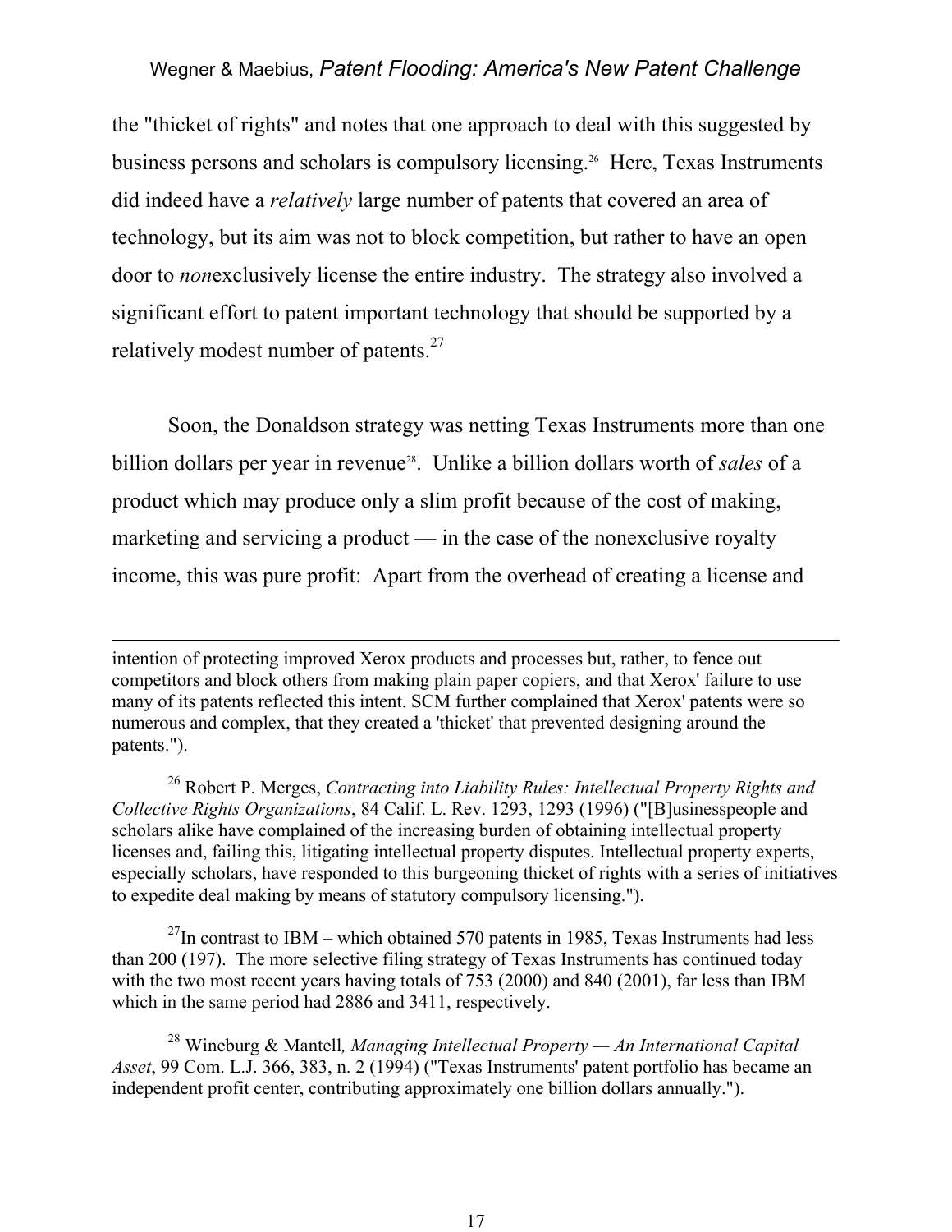the "thicket of rights" and notes that one approach to deal with this suggested by business persons and scholars is compulsory licensing.[26] Here, Texas Instruments did indeed have a *relatively* large number of patents that covered an area of technology, but its aim was not to block competition, but rather to have an open door to *non*exclusively license the entire industry. The strategy also involved a significant effort to patent important technology that should be supported by a relatively modest number of patents.[27]

Soon, the Donaldson strategy was netting Texas Instruments more than one billion dollars per year in revenue[28]. Unlike a billion dollars worth of *sales* of a product which may produce only a slim profit because of the cost of making, marketing and servicing a product — in the case of the nonexclusive royalty income, this was pure profit: Apart from the overhead of creating a license and

---

intention of protecting improved Xerox products and processes but, rather, to fence out competitors and block others from making plain paper copiers, and that Xerox' failure to use many of its patents reflected this intent. SCM further complained that Xerox' patents were so numerous and complex, that they created a 'thicket' that prevented designing around the patents.").

[26] Robert P. Merges, *Contracting into Liability Rules: Intellectual Property Rights and Collective Rights Organizations*, 84 Calif. L. Rev. 1293, 1293 (1996) ("[B]usinesspeople and scholars alike have complained of the increasing burden of obtaining intellectual property licenses and, failing this, litigating intellectual property disputes. Intellectual property experts, especially scholars, have responded to this burgeoning thicket of rights with a series of initiatives to expedite deal making by means of statutory compulsory licensing.").

[27] In contrast to IBM – which obtained 570 patents in 1985, Texas Instruments had less than 200 (197). The more selective filing strategy of Texas Instruments has continued today with the two most recent years having totals of 753 (2000) and 840 (2001), far less than IBM which in the same period had 2886 and 3411, respectively.

[28] Wineburg & Mantell*, Managing Intellectual Property — An International Capital Asset*, 99 Com. L.J. 366, 383, n. 2 (1994) ("Texas Instruments' patent portfolio has became an independent profit center, contributing approximately one billion dollars annually.").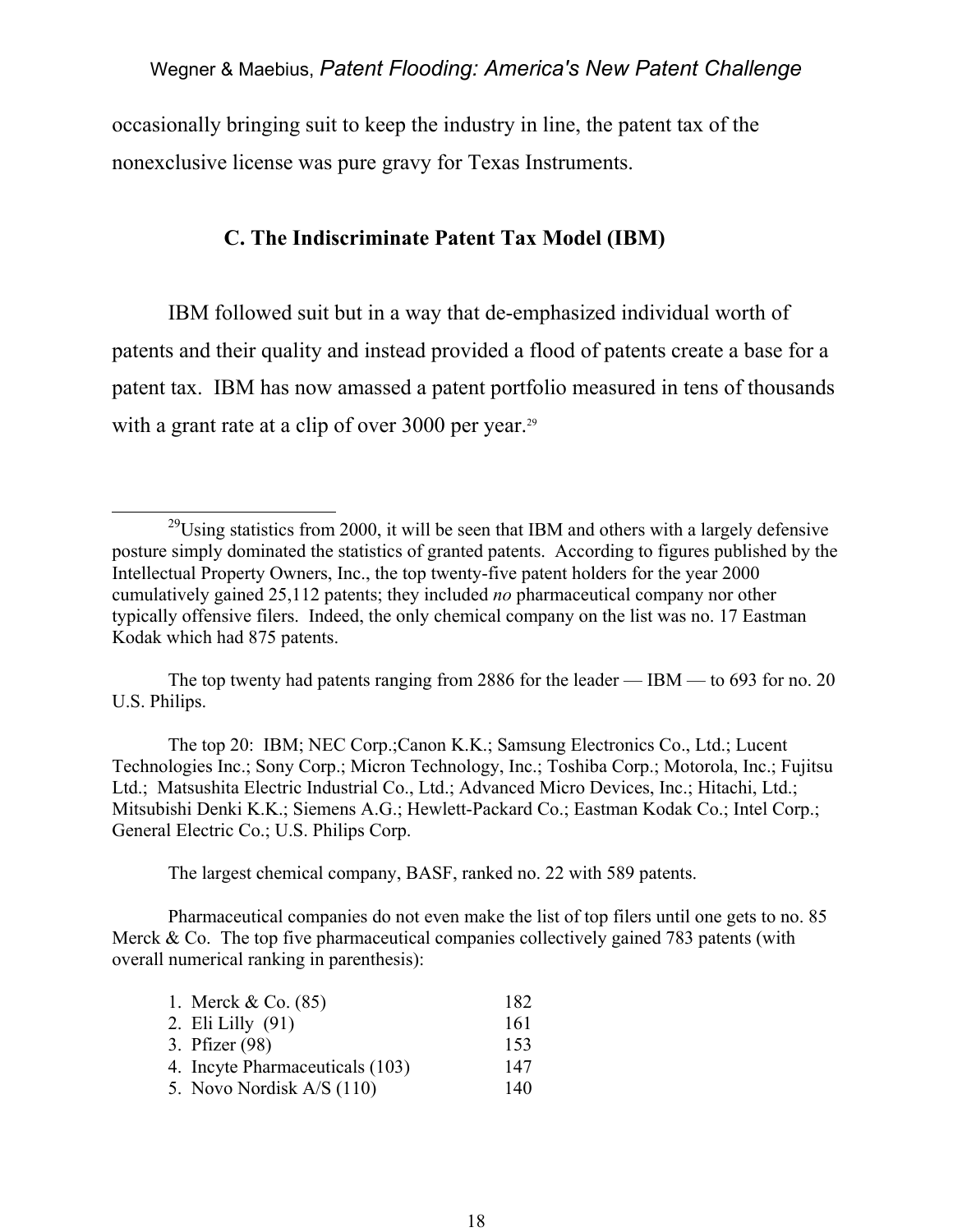occasionally bringing suit to keep the industry in line, the patent tax of the nonexclusive license was pure gravy for Texas Instruments.

### C. The Indiscriminate Patent Tax Model (IBM)

IBM followed suit but in a way that de-emphasized individual worth of patents and their quality and instead provided a flood of patents create a base for a patent tax. IBM has now amassed a patent portfolio measured in tens of thousands with a grant rate at a clip of over 3000 per year.[29]

---

[29] Using statistics from 2000, it will be seen that IBM and others with a largely defensive posture simply dominated the statistics of granted patents. According to figures published by the Intellectual Property Owners, Inc., the top twenty-five patent holders for the year 2000 cumulatively gained 25,112 patents; they included *no* pharmaceutical company nor other typically offensive filers. Indeed, the only chemical company on the list was no. 17 Eastman Kodak which had 875 patents.

The top twenty had patents ranging from 2886 for the leader — IBM — to 693 for no. 20 U.S. Philips.

The top 20: IBM; NEC Corp.;Canon K.K.; Samsung Electronics Co., Ltd.; Lucent Technologies Inc.; Sony Corp.; Micron Technology, Inc.; Toshiba Corp.; Motorola, Inc.; Fujitsu Ltd.; Matsushita Electric Industrial Co., Ltd.; Advanced Micro Devices, Inc.; Hitachi, Ltd.; Mitsubishi Denki K.K.; Siemens A.G.; Hewlett-Packard Co.; Eastman Kodak Co.; Intel Corp.; General Electric Co.; U.S. Philips Corp.

The largest chemical company, BASF, ranked no. 22 with 589 patents.

Pharmaceutical companies do not even make the list of top filers until one gets to no. 85 Merck & Co. The top five pharmaceutical companies collectively gained 783 patents (with overall numerical ranking in parenthesis):

| | |
|---|---|
| 1. Merck & Co. (85) | 182 |
| 2. Eli Lilly (91) | 161 |
| 3. Pfizer (98) | 153 |
| 4. Incyte Pharmaceuticals (103) | 147 |
| 5. Novo Nordisk A/S (110) | 140 |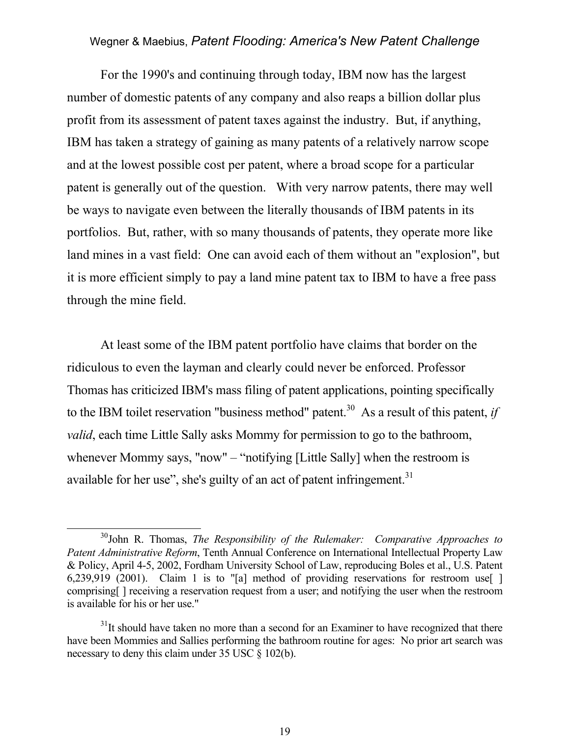For the 1990's and continuing through today, IBM now has the largest number of domestic patents of any company and also reaps a billion dollar plus profit from its assessment of patent taxes against the industry. But, if anything, IBM has taken a strategy of gaining as many patents of a relatively narrow scope and at the lowest possible cost per patent, where a broad scope for a particular patent is generally out of the question. With very narrow patents, there may well be ways to navigate even between the literally thousands of IBM patents in its portfolios. But, rather, with so many thousands of patents, they operate more like land mines in a vast field: One can avoid each of them without an "explosion", but it is more efficient simply to pay a land mine patent tax to IBM to have a free pass through the mine field.

At least some of the IBM patent portfolio have claims that border on the ridiculous to even the layman and clearly could never be enforced. Professor Thomas has criticized IBM's mass filing of patent applications, pointing specifically to the IBM toilet reservation "business method" patent.[30] As a result of this patent, *if valid*, each time Little Sally asks Mommy for permission to go to the bathroom, whenever Mommy says, "now" – "notifying [Little Sally] when the restroom is available for her use", she's guilty of an act of patent infringement.[31]

---

[30] John R. Thomas, *The Responsibility of the Rulemaker: Comparative Approaches to Patent Administrative Reform*, Tenth Annual Conference on International Intellectual Property Law & Policy, April 4-5, 2002, Fordham University School of Law, reproducing Boles et al., U.S. Patent 6,239,919 (2001). Claim 1 is to "[a] method of providing reservations for restroom use[ ] comprising[ ] receiving a reservation request from a user; and notifying the user when the restroom is available for his or her use."

[31] It should have taken no more than a second for an Examiner to have recognized that there have been Mommies and Sallies performing the bathroom routine for ages: No prior art search was necessary to deny this claim under 35 USC § 102(b).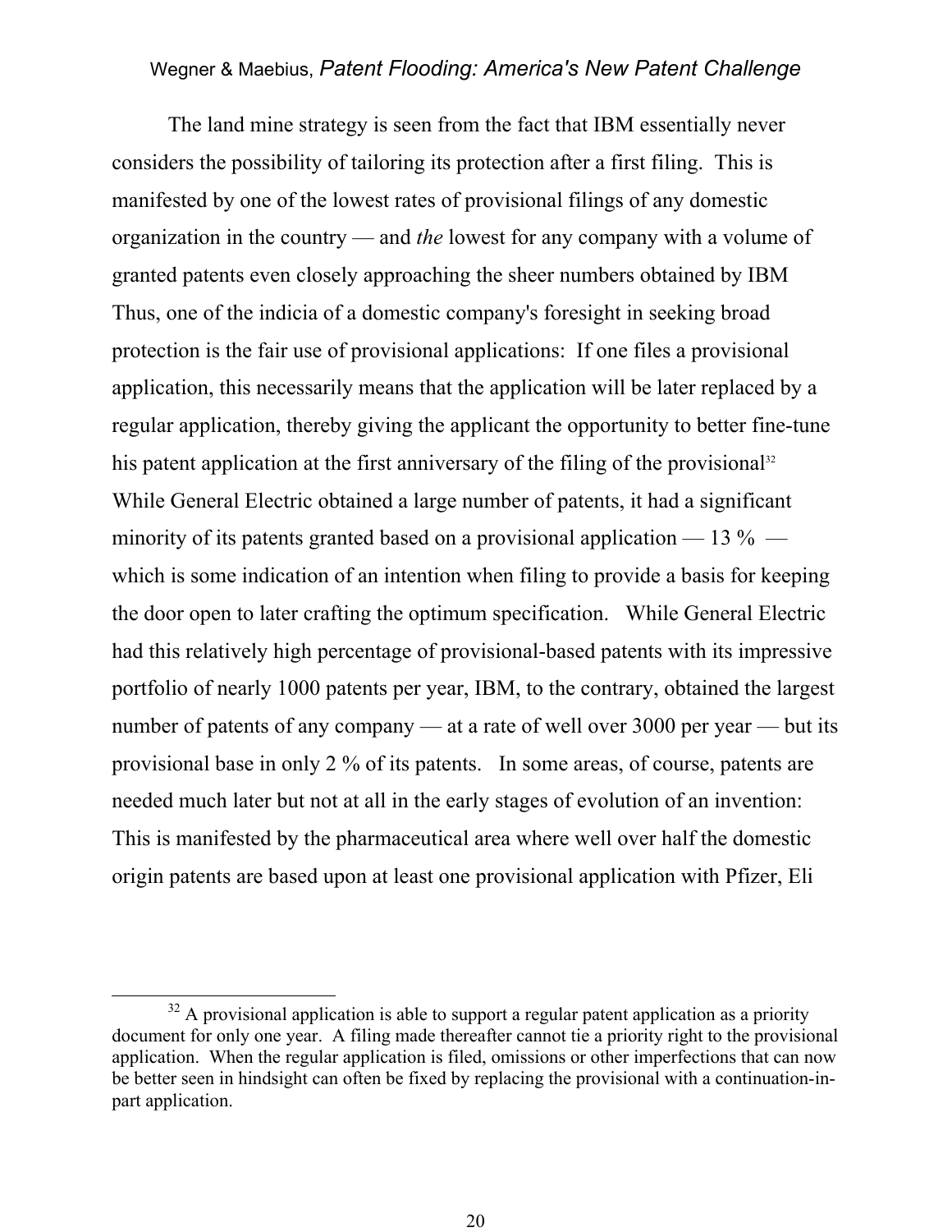The land mine strategy is seen from the fact that IBM essentially never considers the possibility of tailoring its protection after a first filing. This is manifested by one of the lowest rates of provisional filings of any domestic organization in the country — and *the* lowest for any company with a volume of granted patents even closely approaching the sheer numbers obtained by IBM Thus, one of the indicia of a domestic company's foresight in seeking broad protection is the fair use of provisional applications: If one files a provisional application, this necessarily means that the application will be later replaced by a regular application, thereby giving the applicant the opportunity to better fine-tune his patent application at the first anniversary of the filing of the provisional[32] While General Electric obtained a large number of patents, it had a significant minority of its patents granted based on a provisional application — 13 % — which is some indication of an intention when filing to provide a basis for keeping the door open to later crafting the optimum specification. While General Electric had this relatively high percentage of provisional-based patents with its impressive portfolio of nearly 1000 patents per year, IBM, to the contrary, obtained the largest number of patents of any company — at a rate of well over 3000 per year — but its provisional base in only 2 % of its patents. In some areas, of course, patents are needed much later but not at all in the early stages of evolution of an invention: This is manifested by the pharmaceutical area where well over half the domestic origin patents are based upon at least one provisional application with Pfizer, Eli

---

[32] A provisional application is able to support a regular patent application as a priority document for only one year. A filing made thereafter cannot tie a priority right to the provisional application. When the regular application is filed, omissions or other imperfections that can now be better seen in hindsight can often be fixed by replacing the provisional with a continuation-in-part application.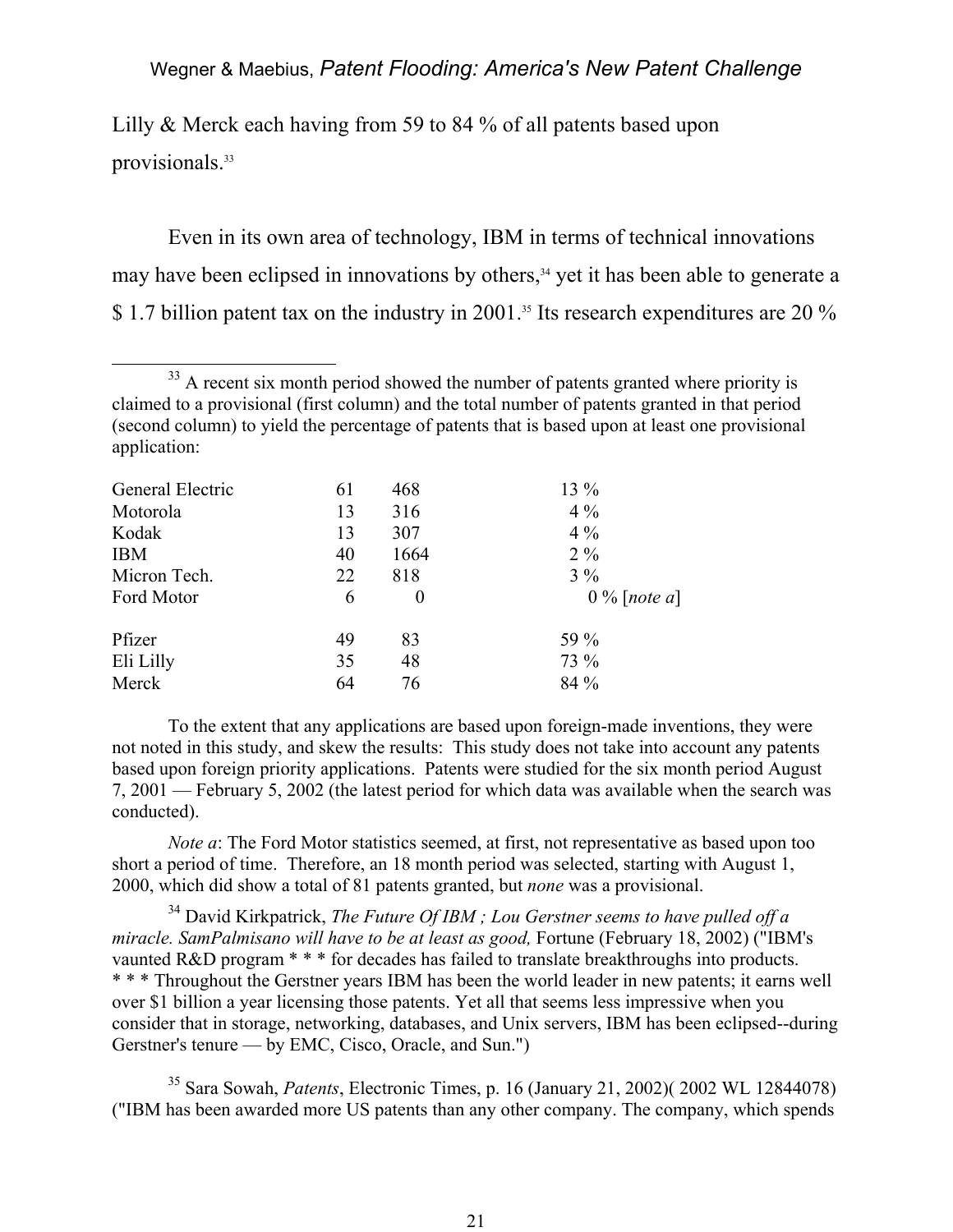Lilly & Merck each having from 59 to 84 % of all patents based upon provisionals.[33]

Even in its own area of technology, IBM in terms of technical innovations may have been eclipsed in innovations by others,[34] yet it has been able to generate a $ 1.7 billion patent tax on the industry in 2001.[35] Its research expenditures are 20 %

---

[33] A recent six month period showed the number of patents granted where priority is claimed to a provisional (first column) and the total number of patents granted in that period (second column) to yield the percentage of patents that is based upon at least one provisional application:

| | | | |
|---|---|---|---|
| General Electric | 61 | 468 | 13 % |
| Motorola | 13 | 316 | 4 % |
| Kodak | 13 | 307 | 4 % |
| IBM | 40 | 1664 | 2 % |
| Micron Tech. | 22 | 818 | 3 % |
| Ford Motor | 6 | 0 | 0 % [*note a*] |
| Pfizer | 49 | 83 | 59 % |
| Eli Lilly | 35 | 48 | 73 % |
| Merck | 64 | 76 | 84 % |

To the extent that any applications are based upon foreign-made inventions, they were not noted in this study, and skew the results: This study does not take into account any patents based upon foreign priority applications. Patents were studied for the six month period August 7, 2001 — February 5, 2002 (the latest period for which data was available when the search was conducted).

*Note a*: The Ford Motor statistics seemed, at first, not representative as based upon too short a period of time. Therefore, an 18 month period was selected, starting with August 1, 2000, which did show a total of 81 patents granted, but *none* was a provisional.

[34] David Kirkpatrick, *The Future Of IBM ; Lou Gerstner seems to have pulled off a miracle. SamPalmisano will have to be at least as good,* Fortune (February 18, 2002) ("IBM's vaunted R&D program * * * for decades has failed to translate breakthroughs into products. * * * Throughout the Gerstner years IBM has been the world leader in new patents; it earns well over $1 billion a year licensing those patents. Yet all that seems less impressive when you consider that in storage, networking, databases, and Unix servers, IBM has been eclipsed--during Gerstner's tenure — by EMC, Cisco, Oracle, and Sun.")

[35] Sara Sowah, *Patents*, Electronic Times, p. 16 (January 21, 2002)( 2002 WL 12844078) ("IBM has been awarded more US patents than any other company. The company, which spends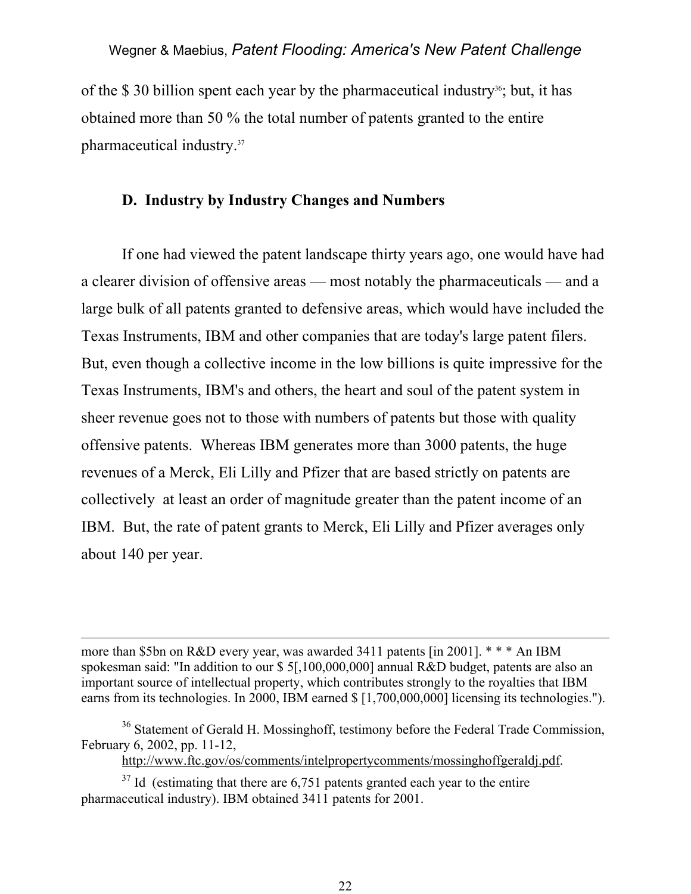of the $ 30 billion spent each year by the pharmaceutical industry[36]; but, it has obtained more than 50 % the total number of patents granted to the entire pharmaceutical industry.[37]

### D. Industry by Industry Changes and Numbers

If one had viewed the patent landscape thirty years ago, one would have had a clearer division of offensive areas — most notably the pharmaceuticals — and a large bulk of all patents granted to defensive areas, which would have included the Texas Instruments, IBM and other companies that are today's large patent filers. But, even though a collective income in the low billions is quite impressive for the Texas Instruments, IBM's and others, the heart and soul of the patent system in sheer revenue goes not to those with numbers of patents but those with quality offensive patents. Whereas IBM generates more than 3000 patents, the huge revenues of a Merck, Eli Lilly and Pfizer that are based strictly on patents are collectively at least an order of magnitude greater than the patent income of an IBM. But, the rate of patent grants to Merck, Eli Lilly and Pfizer averages only about 140 per year.

---

more than $5bn on R&D every year, was awarded 3411 patents [in 2001]. * * * An IBM spokesman said: "In addition to our $ 5[,100,000,000] annual R&D budget, patents are also an important source of intellectual property, which contributes strongly to the royalties that IBM earns from its technologies. In 2000, IBM earned $ [1,700,000,000] licensing its technologies.").

[36] Statement of Gerald H. Mossinghoff, testimony before the Federal Trade Commission, February 6, 2002, pp. 11-12, http://www.ftc.gov/os/comments/intelpropertycomments/mossinghoffgeraldj.pdf.

[37] Id (estimating that there are 6,751 patents granted each year to the entire pharmaceutical industry). IBM obtained 3411 patents for 2001.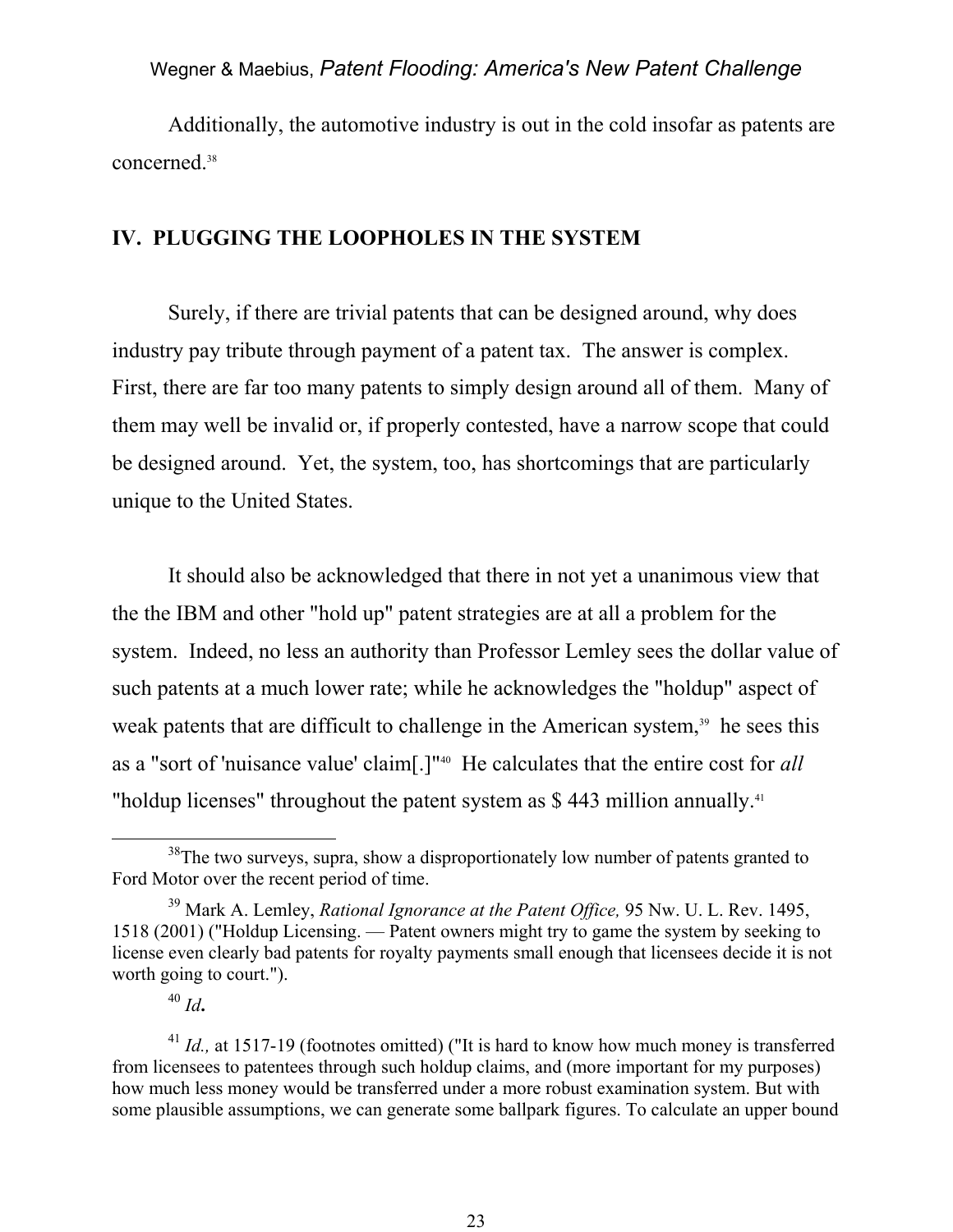Additionally, the automotive industry is out in the cold insofar as patents are concerned.[38]

## IV. PLUGGING THE LOOPHOLES IN THE SYSTEM

Surely, if there are trivial patents that can be designed around, why does industry pay tribute through payment of a patent tax. The answer is complex. First, there are far too many patents to simply design around all of them. Many of them may well be invalid or, if properly contested, have a narrow scope that could be designed around. Yet, the system, too, has shortcomings that are particularly unique to the United States.

It should also be acknowledged that there in not yet a unanimous view that the the IBM and other "hold up" patent strategies are at all a problem for the system. Indeed, no less an authority than Professor Lemley sees the dollar value of such patents at a much lower rate; while he acknowledges the "holdup" aspect of weak patents that are difficult to challenge in the American system,[39] he sees this as a "sort of 'nuisance value' claim[.]"[40] He calculates that the entire cost for *all* "holdup licenses" throughout the patent system as $ 443 million annually.[41]

---

[38] The two surveys, supra, show a disproportionately low number of patents granted to Ford Motor over the recent period of time.

[39] Mark A. Lemley, *Rational Ignorance at the Patent Office,* 95 Nw. U. L. Rev. 1495, 1518 (2001) ("Holdup Licensing. — Patent owners might try to game the system by seeking to license even clearly bad patents for royalty payments small enough that licensees decide it is not worth going to court.").

[40] *Id***.**

[41] *Id.,* at 1517-19 (footnotes omitted) ("It is hard to know how much money is transferred from licensees to patentees through such holdup claims, and (more important for my purposes) how much less money would be transferred under a more robust examination system. But with some plausible assumptions, we can generate some ballpark figures. To calculate an upper bound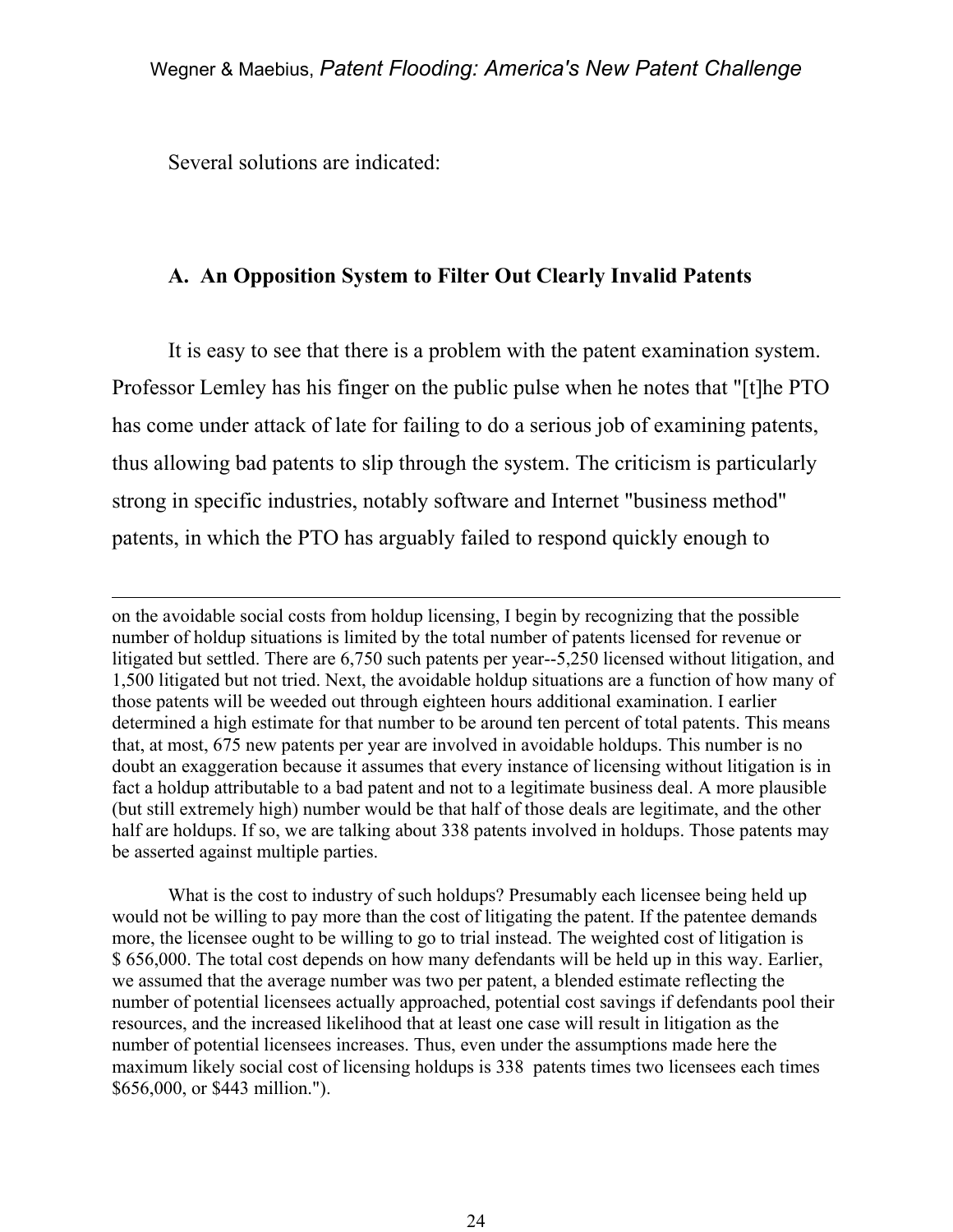Several solutions are indicated:

## A. An Opposition System to Filter Out Clearly Invalid Patents

It is easy to see that there is a problem with the patent examination system. Professor Lemley has his finger on the public pulse when he notes that "[t]he PTO has come under attack of late for failing to do a serious job of examining patents, thus allowing bad patents to slip through the system. The criticism is particularly strong in specific industries, notably software and Internet "business method" patents, in which the PTO has arguably failed to respond quickly enough to

---

on the avoidable social costs from holdup licensing, I begin by recognizing that the possible number of holdup situations is limited by the total number of patents licensed for revenue or litigated but settled. There are 6,750 such patents per year--5,250 licensed without litigation, and 1,500 litigated but not tried. Next, the avoidable holdup situations are a function of how many of those patents will be weeded out through eighteen hours additional examination. I earlier determined a high estimate for that number to be around ten percent of total patents. This means that, at most, 675 new patents per year are involved in avoidable holdups. This number is no doubt an exaggeration because it assumes that every instance of licensing without litigation is in fact a holdup attributable to a bad patent and not to a legitimate business deal. A more plausible (but still extremely high) number would be that half of those deals are legitimate, and the other half are holdups. If so, we are talking about 338 patents involved in holdups. Those patents may be asserted against multiple parties.

What is the cost to industry of such holdups? Presumably each licensee being held up would not be willing to pay more than the cost of litigating the patent. If the patentee demands more, the licensee ought to be willing to go to trial instead. The weighted cost of litigation is $ 656,000. The total cost depends on how many defendants will be held up in this way. Earlier, we assumed that the average number was two per patent, a blended estimate reflecting the number of potential licensees actually approached, potential cost savings if defendants pool their resources, and the increased likelihood that at least one case will result in litigation as the number of potential licensees increases. Thus, even under the assumptions made here the maximum likely social cost of licensing holdups is 338 patents times two licensees each times $656,000, or $443 million.").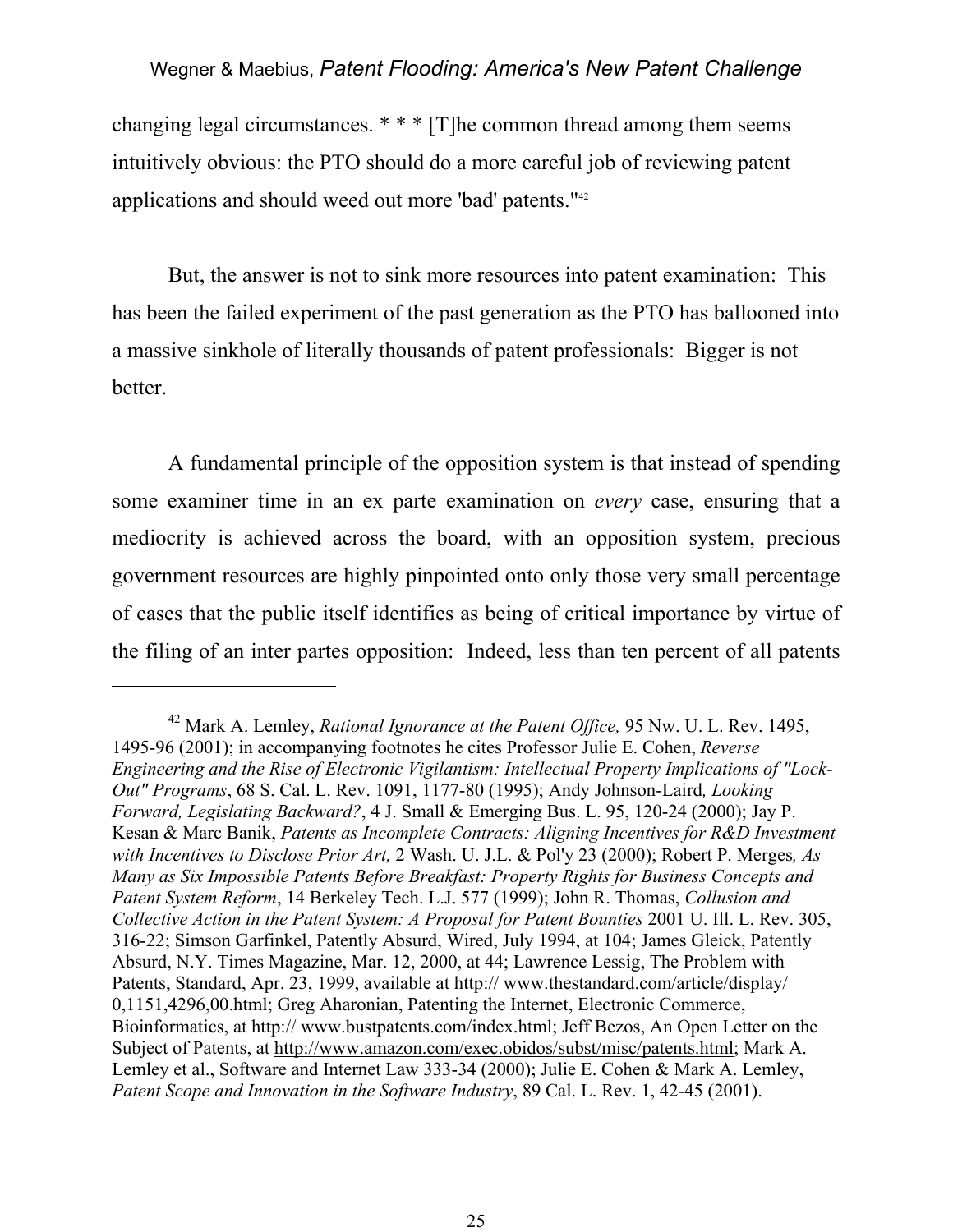changing legal circumstances. * * * [T]he common thread among them seems intuitively obvious: the PTO should do a more careful job of reviewing patent applications and should weed out more 'bad' patents."[42]

But, the answer is not to sink more resources into patent examination: This has been the failed experiment of the past generation as the PTO has ballooned into a massive sinkhole of literally thousands of patent professionals: Bigger is not better.

A fundamental principle of the opposition system is that instead of spending some examiner time in an ex parte examination on *every* case, ensuring that a mediocrity is achieved across the board, with an opposition system, precious government resources are highly pinpointed onto only those very small percentage of cases that the public itself identifies as being of critical importance by virtue of the filing of an inter partes opposition: Indeed, less than ten percent of all patents

---

[42] Mark A. Lemley, *Rational Ignorance at the Patent Office,* 95 Nw. U. L. Rev. 1495, 1495-96 (2001); in accompanying footnotes he cites Professor Julie E. Cohen, *Reverse Engineering and the Rise of Electronic Vigilantism: Intellectual Property Implications of "Lock-Out" Programs*, 68 S. Cal. L. Rev. 1091, 1177-80 (1995); Andy Johnson-Laird*, Looking Forward, Legislating Backward?*, 4 J. Small & Emerging Bus. L. 95, 120-24 (2000); Jay P. Kesan & Marc Banik, *Patents as Incomplete Contracts: Aligning Incentives for R&D Investment with Incentives to Disclose Prior Art,* 2 Wash. U. J.L. & Pol'y 23 (2000); Robert P. Merges*, As Many as Six Impossible Patents Before Breakfast: Property Rights for Business Concepts and Patent System Reform*, 14 Berkeley Tech. L.J. 577 (1999); John R. Thomas, *Collusion and Collective Action in the Patent System: A Proposal for Patent Bounties* 2001 U. Ill. L. Rev. 305, 316-22; Simson Garfinkel, Patently Absurd, Wired, July 1994, at 104; James Gleick, Patently Absurd, N.Y. Times Magazine, Mar. 12, 2000, at 44; Lawrence Lessig, The Problem with Patents, Standard, Apr. 23, 1999, available at http:// www.thestandard.com/article/display/ 0,1151,4296,00.html; Greg Aharonian, Patenting the Internet, Electronic Commerce, Bioinformatics, at http:// www.bustpatents.com/index.html; Jeff Bezos, An Open Letter on the Subject of Patents, at http://www.amazon.com/exec.obidos/subst/misc/patents.html; Mark A. Lemley et al., Software and Internet Law 333-34 (2000); Julie E. Cohen & Mark A. Lemley, *Patent Scope and Innovation in the Software Industry*, 89 Cal. L. Rev. 1, 42-45 (2001).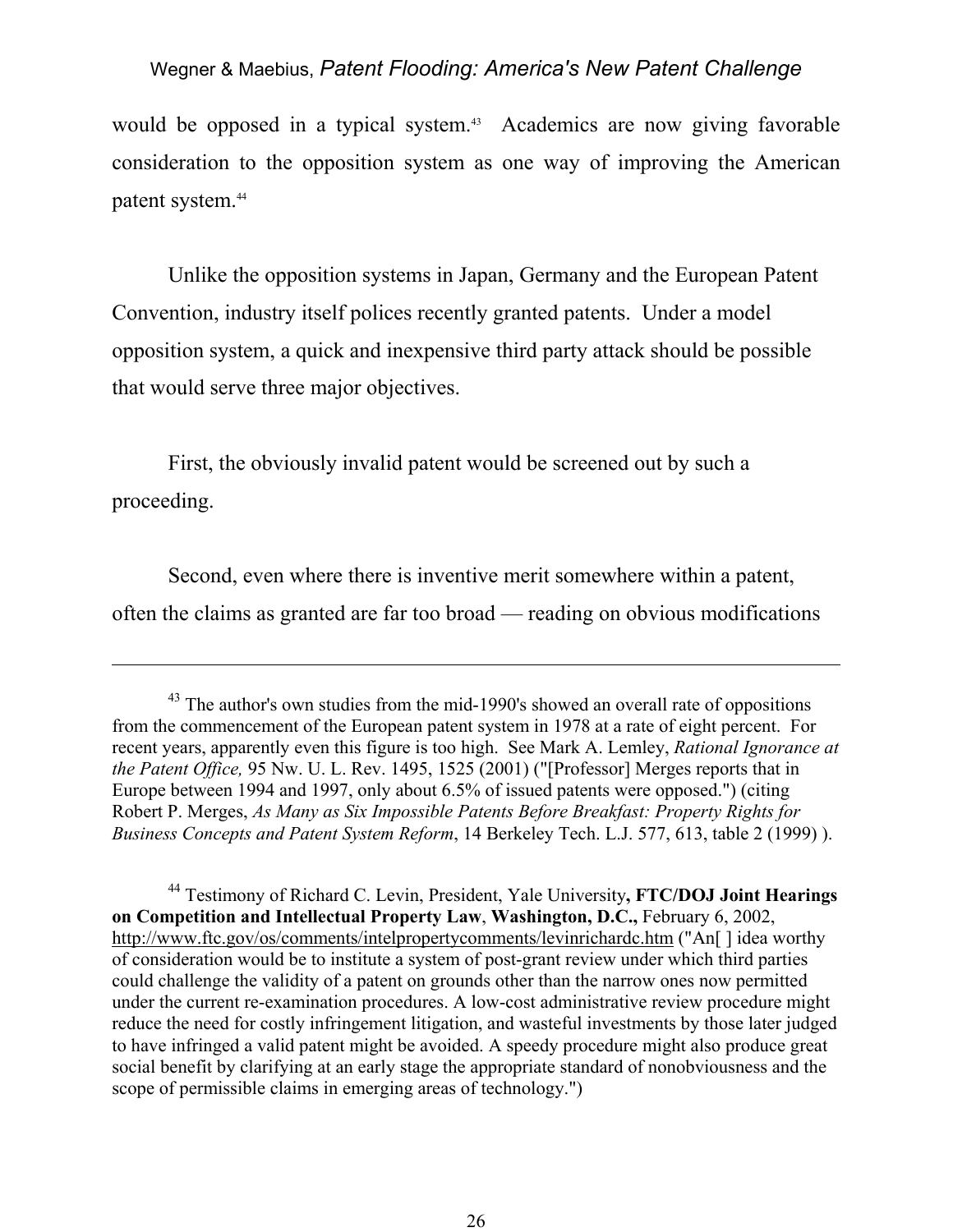would be opposed in a typical system.[43] Academics are now giving favorable consideration to the opposition system as one way of improving the American patent system.[44]

Unlike the opposition systems in Japan, Germany and the European Patent Convention, industry itself polices recently granted patents. Under a model opposition system, a quick and inexpensive third party attack should be possible that would serve three major objectives.

First, the obviously invalid patent would be screened out by such a proceeding.

Second, even where there is inventive merit somewhere within a patent, often the claims as granted are far too broad — reading on obvious modifications

---

[43] The author's own studies from the mid-1990's showed an overall rate of oppositions from the commencement of the European patent system in 1978 at a rate of eight percent. For recent years, apparently even this figure is too high. See Mark A. Lemley, *Rational Ignorance at the Patent Office,* 95 Nw. U. L. Rev. 1495, 1525 (2001) ("[Professor] Merges reports that in Europe between 1994 and 1997, only about 6.5% of issued patents were opposed.") (citing Robert P. Merges, *As Many as Six Impossible Patents Before Breakfast: Property Rights for Business Concepts and Patent System Reform*, 14 Berkeley Tech. L.J. 577, 613, table 2 (1999) ).

[44] Testimony of Richard C. Levin, President, Yale University**, FTC/DOJ Joint Hearings on Competition and Intellectual Property Law**, **Washington, D.C.,** February 6, 2002, http://www.ftc.gov/os/comments/intelpropertycomments/levinrichardc.htm ("An[ ] idea worthy of consideration would be to institute a system of post-grant review under which third parties could challenge the validity of a patent on grounds other than the narrow ones now permitted under the current re-examination procedures. A low-cost administrative review procedure might reduce the need for costly infringement litigation, and wasteful investments by those later judged to have infringed a valid patent might be avoided. A speedy procedure might also produce great social benefit by clarifying at an early stage the appropriate standard of nonobviousness and the scope of permissible claims in emerging areas of technology.")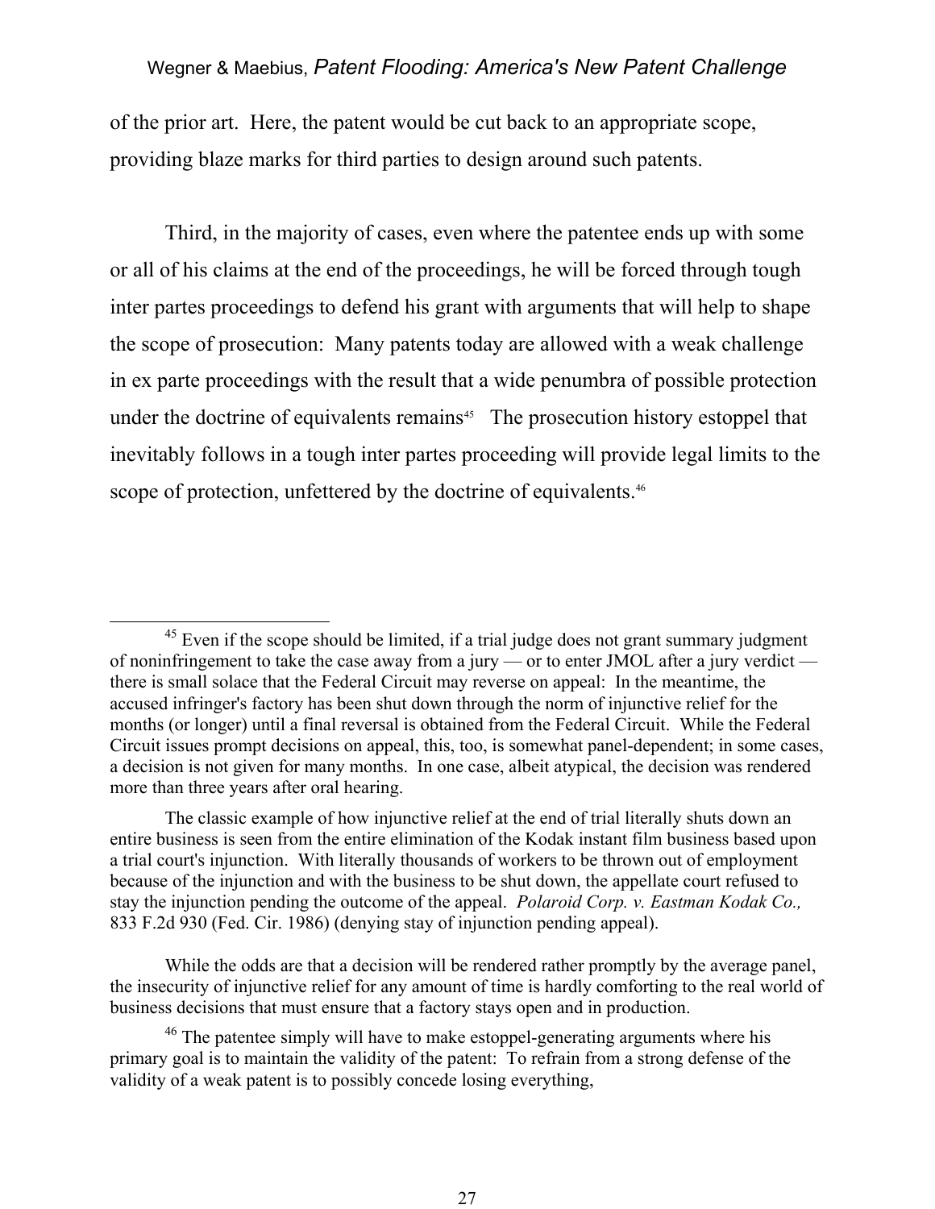of the prior art. Here, the patent would be cut back to an appropriate scope, providing blaze marks for third parties to design around such patents.

Third, in the majority of cases, even where the patentee ends up with some or all of his claims at the end of the proceedings, he will be forced through tough inter partes proceedings to defend his grant with arguments that will help to shape the scope of prosecution: Many patents today are allowed with a weak challenge in ex parte proceedings with the result that a wide penumbra of possible protection under the doctrine of equivalents remains[45] The prosecution history estoppel that inevitably follows in a tough inter partes proceeding will provide legal limits to the scope of protection, unfettered by the doctrine of equivalents.[46]

---

[45] Even if the scope should be limited, if a trial judge does not grant summary judgment of noninfringement to take the case away from a jury — or to enter JMOL after a jury verdict — there is small solace that the Federal Circuit may reverse on appeal: In the meantime, the accused infringer's factory has been shut down through the norm of injunctive relief for the months (or longer) until a final reversal is obtained from the Federal Circuit. While the Federal Circuit issues prompt decisions on appeal, this, too, is somewhat panel-dependent; in some cases, a decision is not given for many months. In one case, albeit atypical, the decision was rendered more than three years after oral hearing.

The classic example of how injunctive relief at the end of trial literally shuts down an entire business is seen from the entire elimination of the Kodak instant film business based upon a trial court's injunction. With literally thousands of workers to be thrown out of employment because of the injunction and with the business to be shut down, the appellate court refused to stay the injunction pending the outcome of the appeal. *Polaroid Corp. v. Eastman Kodak Co.,* 833 F.2d 930 (Fed. Cir. 1986) (denying stay of injunction pending appeal).

While the odds are that a decision will be rendered rather promptly by the average panel, the insecurity of injunctive relief for any amount of time is hardly comforting to the real world of business decisions that must ensure that a factory stays open and in production.

[46] The patentee simply will have to make estoppel-generating arguments where his primary goal is to maintain the validity of the patent: To refrain from a strong defense of the validity of a weak patent is to possibly concede losing everything,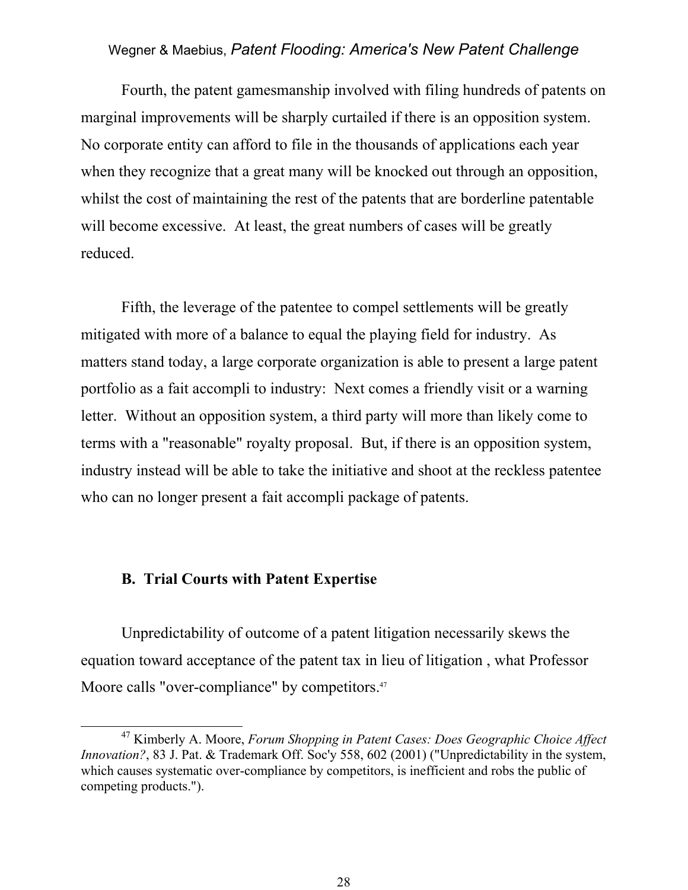Fourth, the patent gamesmanship involved with filing hundreds of patents on marginal improvements will be sharply curtailed if there is an opposition system. No corporate entity can afford to file in the thousands of applications each year when they recognize that a great many will be knocked out through an opposition, whilst the cost of maintaining the rest of the patents that are borderline patentable will become excessive. At least, the great numbers of cases will be greatly reduced.

Fifth, the leverage of the patentee to compel settlements will be greatly mitigated with more of a balance to equal the playing field for industry. As matters stand today, a large corporate organization is able to present a large patent portfolio as a fait accompli to industry: Next comes a friendly visit or a warning letter. Without an opposition system, a third party will more than likely come to terms with a "reasonable" royalty proposal. But, if there is an opposition system, industry instead will be able to take the initiative and shoot at the reckless patentee who can no longer present a fait accompli package of patents.

### B. Trial Courts with Patent Expertise

Unpredictability of outcome of a patent litigation necessarily skews the equation toward acceptance of the patent tax in lieu of litigation , what Professor Moore calls "over-compliance" by competitors.[47]

---

[47] Kimberly A. Moore, *Forum Shopping in Patent Cases: Does Geographic Choice Affect Innovation?*, 83 J. Pat. & Trademark Off. Soc'y 558, 602 (2001) ("Unpredictability in the system, which causes systematic over-compliance by competitors, is inefficient and robs the public of competing products.").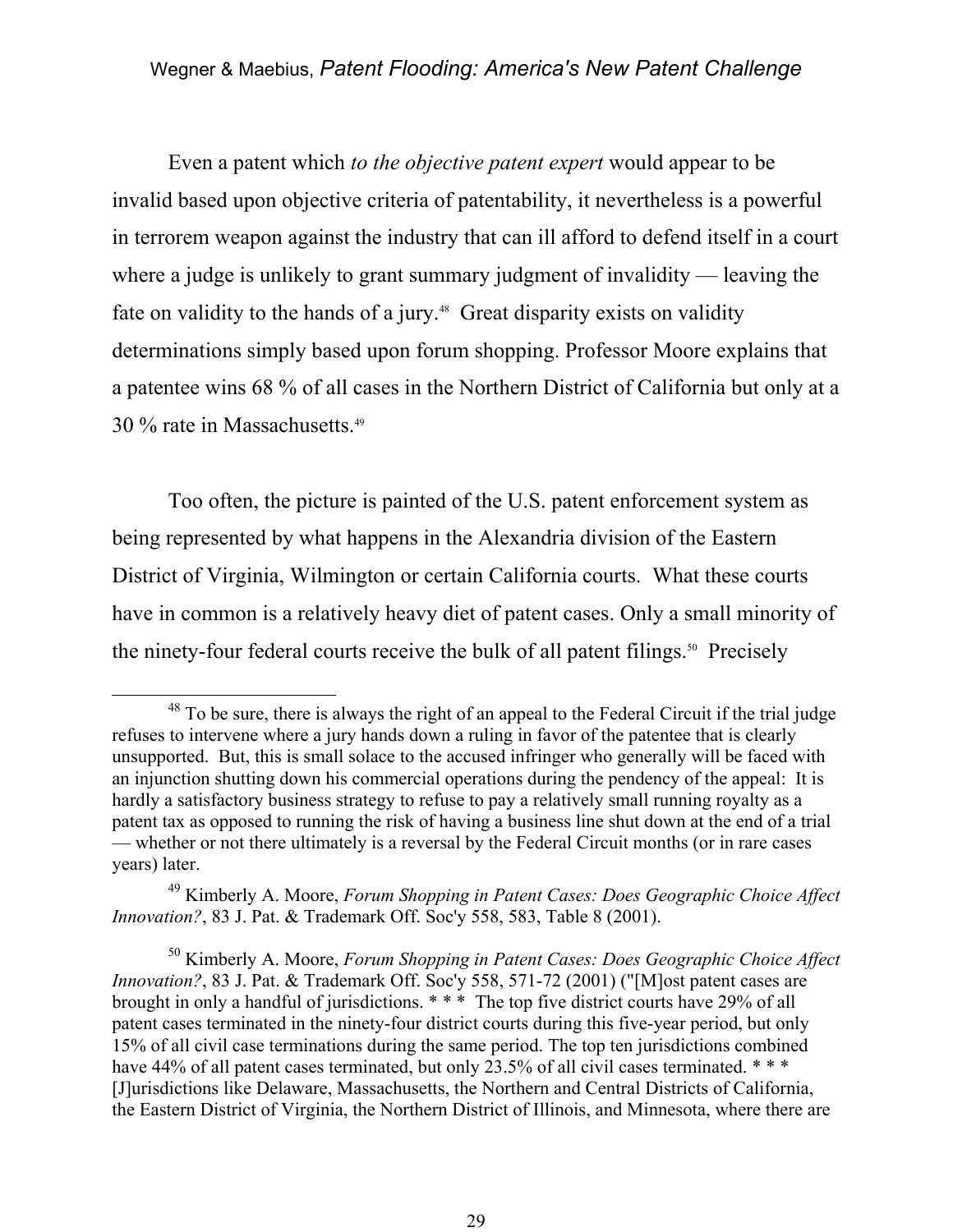Even a patent which *to the objective patent expert* would appear to be invalid based upon objective criteria of patentability, it nevertheless is a powerful in terrorem weapon against the industry that can ill afford to defend itself in a court where a judge is unlikely to grant summary judgment of invalidity — leaving the fate on validity to the hands of a jury.[48] Great disparity exists on validity determinations simply based upon forum shopping. Professor Moore explains that a patentee wins 68 % of all cases in the Northern District of California but only at a 30 % rate in Massachusetts.[49]

Too often, the picture is painted of the U.S. patent enforcement system as being represented by what happens in the Alexandria division of the Eastern District of Virginia, Wilmington or certain California courts. What these courts have in common is a relatively heavy diet of patent cases. Only a small minority of the ninety-four federal courts receive the bulk of all patent filings.[50] Precisely

---

[48] To be sure, there is always the right of an appeal to the Federal Circuit if the trial judge refuses to intervene where a jury hands down a ruling in favor of the patentee that is clearly unsupported. But, this is small solace to the accused infringer who generally will be faced with an injunction shutting down his commercial operations during the pendency of the appeal: It is hardly a satisfactory business strategy to refuse to pay a relatively small running royalty as a patent tax as opposed to running the risk of having a business line shut down at the end of a trial — whether or not there ultimately is a reversal by the Federal Circuit months (or in rare cases years) later.

[49] Kimberly A. Moore, *Forum Shopping in Patent Cases: Does Geographic Choice Affect Innovation?*, 83 J. Pat. & Trademark Off. Soc'y 558, 583, Table 8 (2001).

[50] Kimberly A. Moore, *Forum Shopping in Patent Cases: Does Geographic Choice Affect Innovation?*, 83 J. Pat. & Trademark Off. Soc'y 558, 571-72 (2001) ("[M]ost patent cases are brought in only a handful of jurisdictions. * * * The top five district courts have 29% of all patent cases terminated in the ninety-four district courts during this five-year period, but only 15% of all civil case terminations during the same period. The top ten jurisdictions combined have 44% of all patent cases terminated, but only 23.5% of all civil cases terminated. * * * [J]urisdictions like Delaware, Massachusetts, the Northern and Central Districts of California, the Eastern District of Virginia, the Northern District of Illinois, and Minnesota, where there are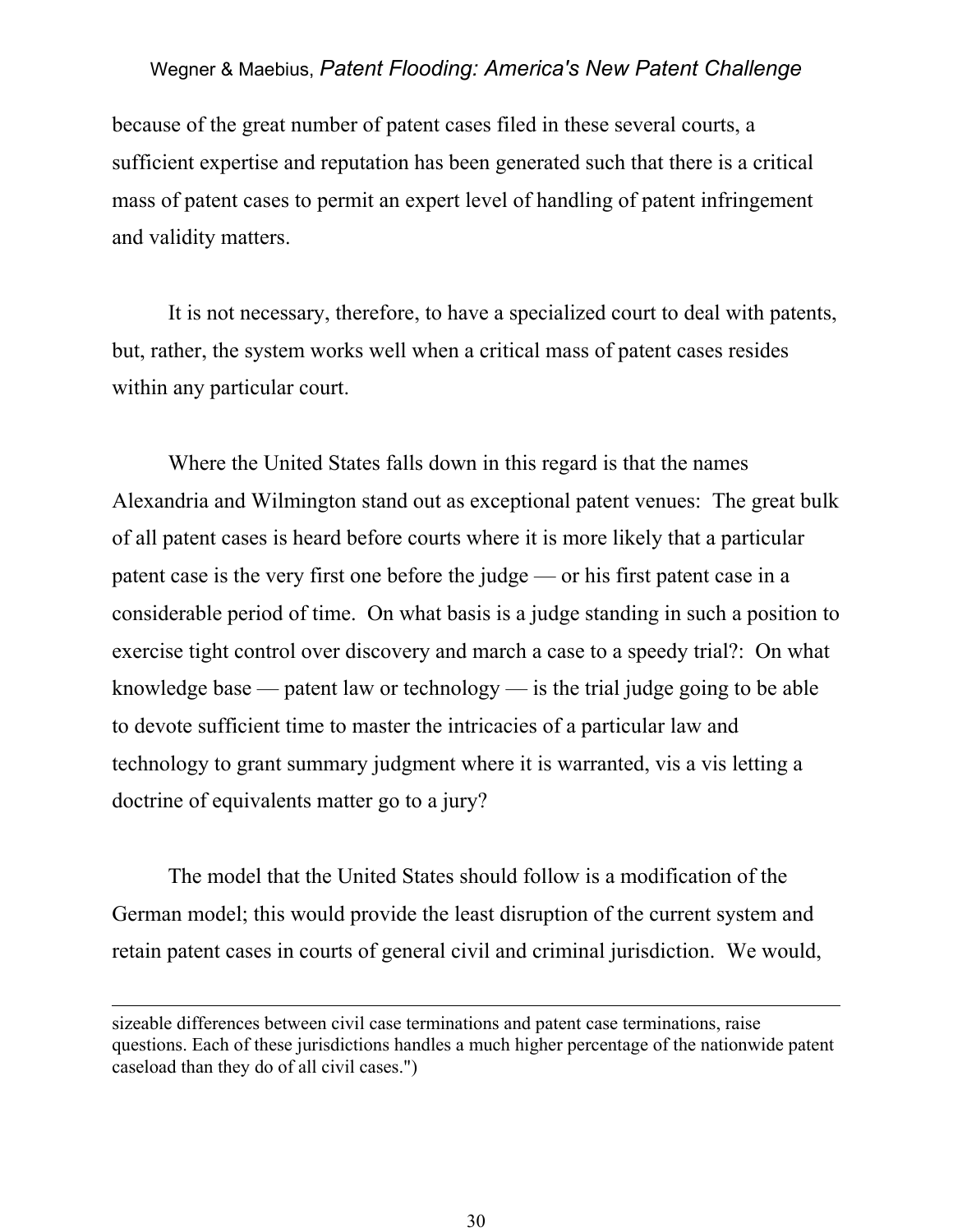because of the great number of patent cases filed in these several courts, a sufficient expertise and reputation has been generated such that there is a critical mass of patent cases to permit an expert level of handling of patent infringement and validity matters.

It is not necessary, therefore, to have a specialized court to deal with patents, but, rather, the system works well when a critical mass of patent cases resides within any particular court.

Where the United States falls down in this regard is that the names Alexandria and Wilmington stand out as exceptional patent venues: The great bulk of all patent cases is heard before courts where it is more likely that a particular patent case is the very first one before the judge — or his first patent case in a considerable period of time. On what basis is a judge standing in such a position to exercise tight control over discovery and march a case to a speedy trial?: On what knowledge base — patent law or technology — is the trial judge going to be able to devote sufficient time to master the intricacies of a particular law and technology to grant summary judgment where it is warranted, vis a vis letting a doctrine of equivalents matter go to a jury?

The model that the United States should follow is a modification of the German model; this would provide the least disruption of the current system and retain patent cases in courts of general civil and criminal jurisdiction. We would,

---

sizeable differences between civil case terminations and patent case terminations, raise questions. Each of these jurisdictions handles a much higher percentage of the nationwide patent caseload than they do of all civil cases.")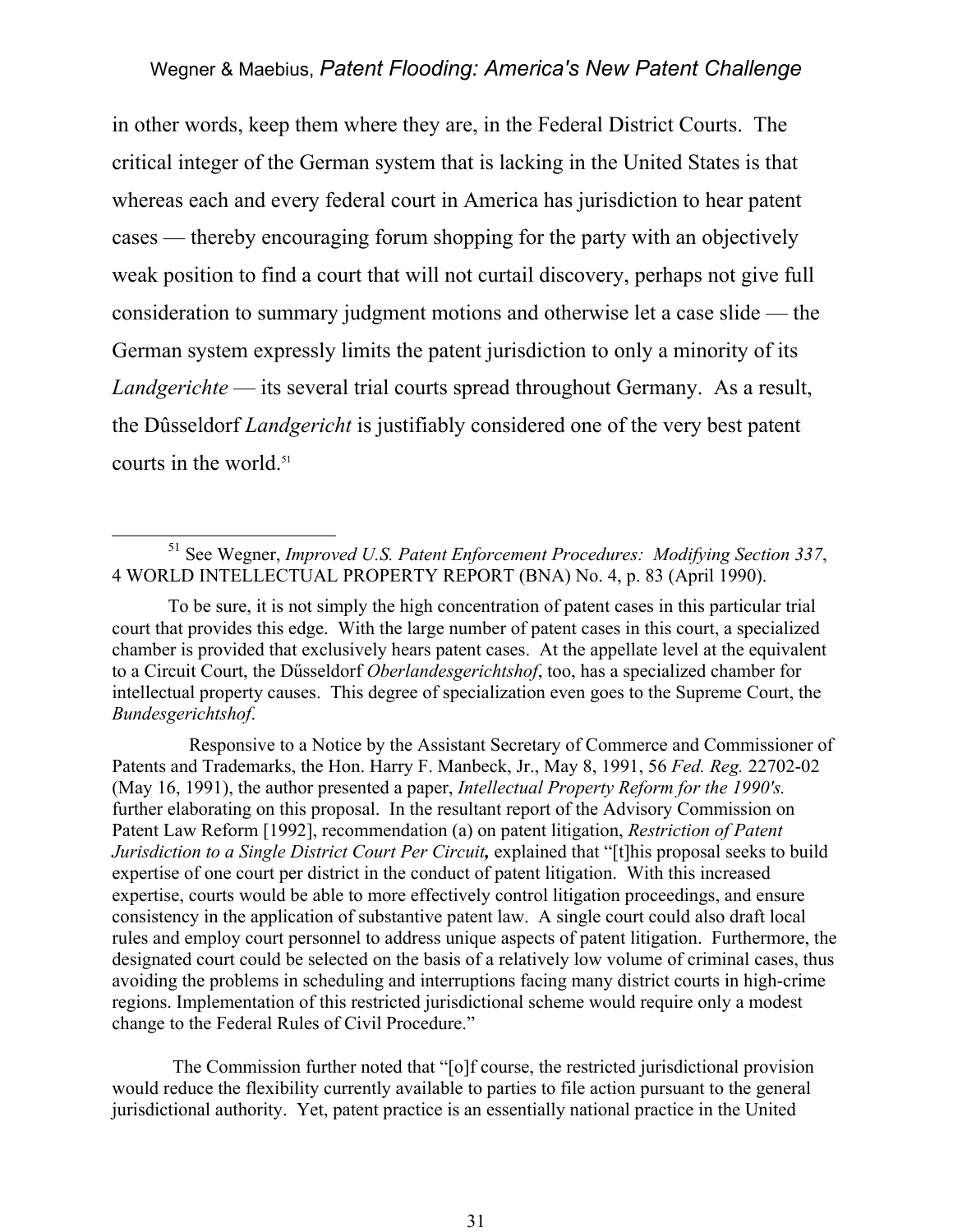in other words, keep them where they are, in the Federal District Courts. The critical integer of the German system that is lacking in the United States is that whereas each and every federal court in America has jurisdiction to hear patent cases — thereby encouraging forum shopping for the party with an objectively weak position to find a court that will not curtail discovery, perhaps not give full consideration to summary judgment motions and otherwise let a case slide — the German system expressly limits the patent jurisdiction to only a minority of its *Landgerichte* — its several trial courts spread throughout Germany. As a result, the Dûsseldorf *Landgericht* is justifiably considered one of the very best patent courts in the world.[51]

---

[51] See Wegner, *Improved U.S. Patent Enforcement Procedures: Modifying Section 337*, 4 WORLD INTELLECTUAL PROPERTY REPORT (BNA) No. 4, p. 83 (April 1990).

To be sure, it is not simply the high concentration of patent cases in this particular trial court that provides this edge. With the large number of patent cases in this court, a specialized chamber is provided that exclusively hears patent cases. At the appellate level at the equivalent to a Circuit Court, the Dűsseldorf *Oberlandesgerichtshof*, too, has a specialized chamber for intellectual property causes. This degree of specialization even goes to the Supreme Court, the *Bundesgerichtshof*.

Responsive to a Notice by the Assistant Secretary of Commerce and Commissioner of Patents and Trademarks, the Hon. Harry F. Manbeck, Jr., May 8, 1991, 56 *Fed. Reg.* 22702-02 (May 16, 1991), the author presented a paper, *Intellectual Property Reform for the 1990's.* further elaborating on this proposal. In the resultant report of the Advisory Commission on Patent Law Reform [1992], recommendation (a) on patent litigation, ***Restriction of Patent Jurisdiction to a Single District Court Per Circuit,*** explained that "[t]his proposal seeks to build expertise of one court per district in the conduct of patent litigation. With this increased expertise, courts would be able to more effectively control litigation proceedings, and ensure consistency in the application of substantive patent law. A single court could also draft local rules and employ court personnel to address unique aspects of patent litigation. Furthermore, the designated court could be selected on the basis of a relatively low volume of criminal cases, thus avoiding the problems in scheduling and interruptions facing many district courts in high-crime regions. Implementation of this restricted jurisdictional scheme would require only a modest change to the Federal Rules of Civil Procedure."

The Commission further noted that "[o]f course, the restricted jurisdictional provision would reduce the flexibility currently available to parties to file action pursuant to the general jurisdictional authority. Yet, patent practice is an essentially national practice in the United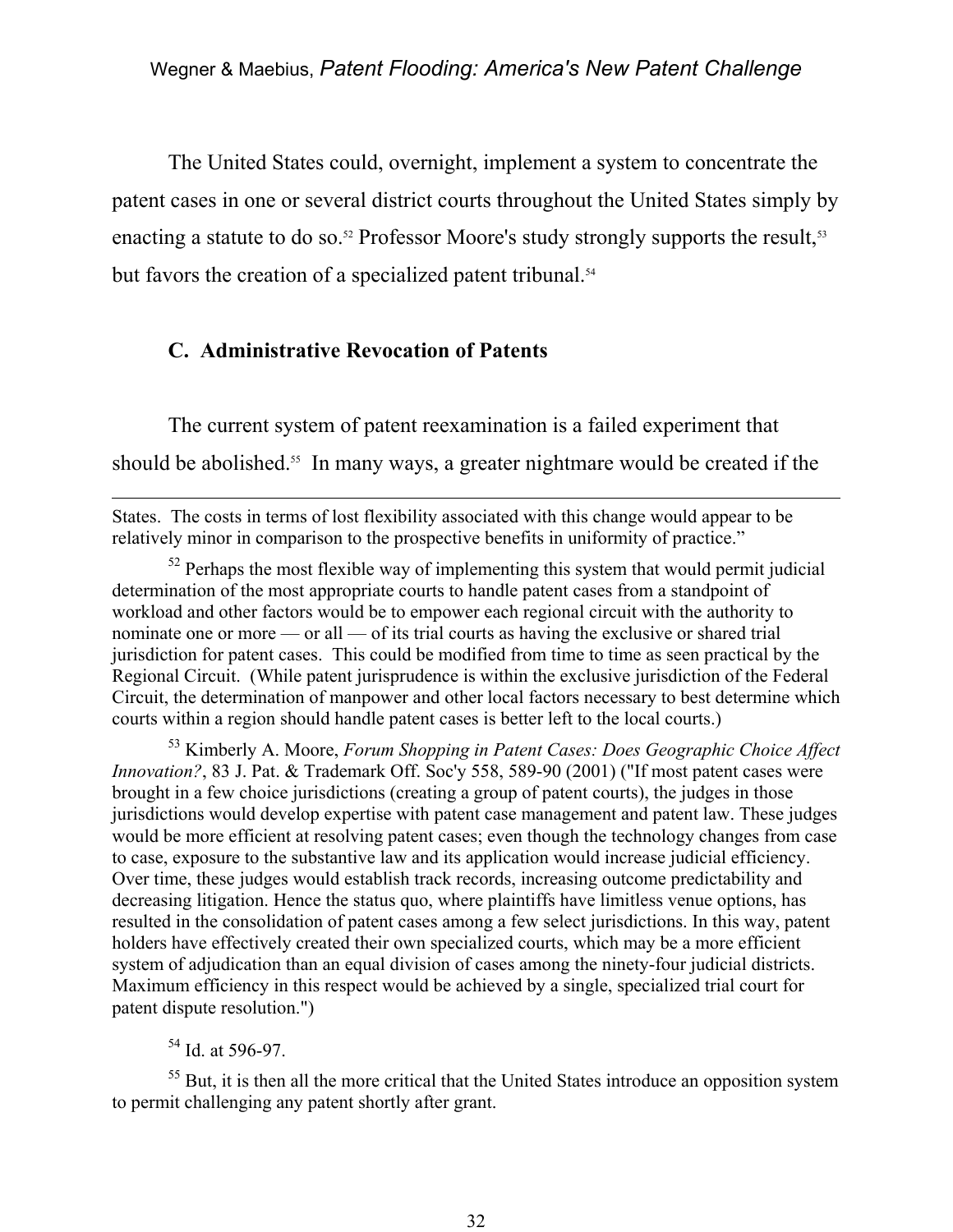The United States could, overnight, implement a system to concentrate the patent cases in one or several district courts throughout the United States simply by enacting a statute to do so.[52] Professor Moore's study strongly supports the result,[53] but favors the creation of a specialized patent tribunal.[54]

### C. Administrative Revocation of Patents

The current system of patent reexamination is a failed experiment that should be abolished.[55] In many ways, a greater nightmare would be created if the

---

States. The costs in terms of lost flexibility associated with this change would appear to be relatively minor in comparison to the prospective benefits in uniformity of practice."

[52] Perhaps the most flexible way of implementing this system that would permit judicial determination of the most appropriate courts to handle patent cases from a standpoint of workload and other factors would be to empower each regional circuit with the authority to nominate one or more — or all — of its trial courts as having the exclusive or shared trial jurisdiction for patent cases. This could be modified from time to time as seen practical by the Regional Circuit. (While patent jurisprudence is within the exclusive jurisdiction of the Federal Circuit, the determination of manpower and other local factors necessary to best determine which courts within a region should handle patent cases is better left to the local courts.)

[53] Kimberly A. Moore, *Forum Shopping in Patent Cases: Does Geographic Choice Affect Innovation?*, 83 J. Pat. & Trademark Off. Soc'y 558, 589-90 (2001) ("If most patent cases were brought in a few choice jurisdictions (creating a group of patent courts), the judges in those jurisdictions would develop expertise with patent case management and patent law. These judges would be more efficient at resolving patent cases; even though the technology changes from case to case, exposure to the substantive law and its application would increase judicial efficiency. Over time, these judges would establish track records, increasing outcome predictability and decreasing litigation. Hence the status quo, where plaintiffs have limitless venue options, has resulted in the consolidation of patent cases among a few select jurisdictions. In this way, patent holders have effectively created their own specialized courts, which may be a more efficient system of adjudication than an equal division of cases among the ninety-four judicial districts. Maximum efficiency in this respect would be achieved by a single, specialized trial court for patent dispute resolution.")

[54] Id. at 596-97.

[55] But, it is then all the more critical that the United States introduce an opposition system to permit challenging any patent shortly after grant.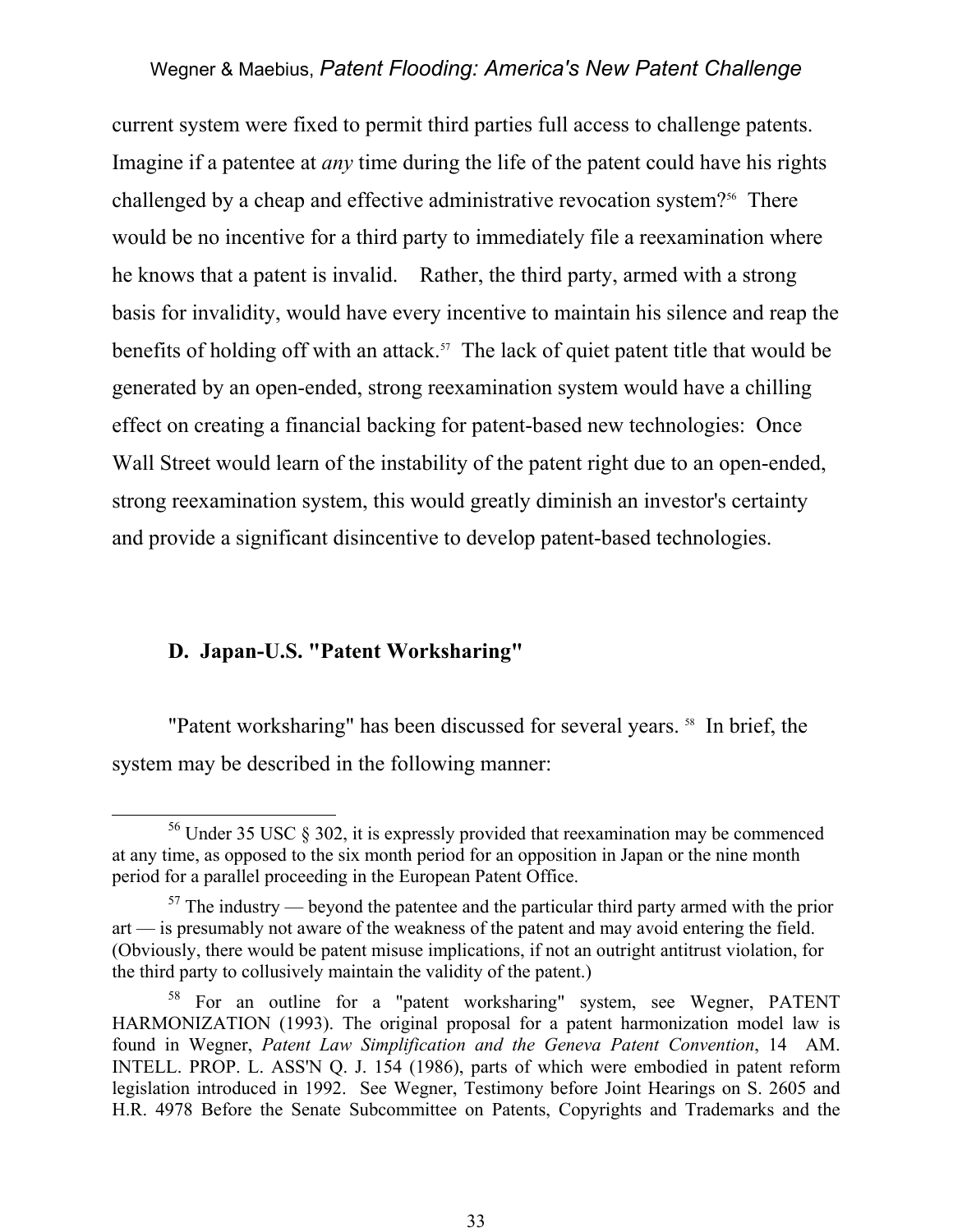current system were fixed to permit third parties full access to challenge patents. Imagine if a patentee at *any* time during the life of the patent could have his rights challenged by a cheap and effective administrative revocation system?[56] There would be no incentive for a third party to immediately file a reexamination where he knows that a patent is invalid. Rather, the third party, armed with a strong basis for invalidity, would have every incentive to maintain his silence and reap the benefits of holding off with an attack.[57] The lack of quiet patent title that would be generated by an open-ended, strong reexamination system would have a chilling effect on creating a financial backing for patent-based new technologies: Once Wall Street would learn of the instability of the patent right due to an open-ended, strong reexamination system, this would greatly diminish an investor's certainty and provide a significant disincentive to develop patent-based technologies.

### D. Japan-U.S. "Patent Worksharing"

"Patent worksharing" has been discussed for several years.[58] In brief, the system may be described in the following manner:

---

[56] Under 35 USC § 302, it is expressly provided that reexamination may be commenced at any time, as opposed to the six month period for an opposition in Japan or the nine month period for a parallel proceeding in the European Patent Office.

[57] The industry — beyond the patentee and the particular third party armed with the prior art — is presumably not aware of the weakness of the patent and may avoid entering the field. (Obviously, there would be patent misuse implications, if not an outright antitrust violation, for the third party to collusively maintain the validity of the patent.)

[58] For an outline for a "patent worksharing" system, see Wegner, PATENT HARMONIZATION (1993). The original proposal for a patent harmonization model law is found in Wegner, *Patent Law Simplification and the Geneva Patent Convention*, 14 AM. INTELL. PROP. L. ASS'N Q. J. 154 (1986), parts of which were embodied in patent reform legislation introduced in 1992. See Wegner, Testimony before Joint Hearings on S. 2605 and H.R. 4978 Before the Senate Subcommittee on Patents, Copyrights and Trademarks and the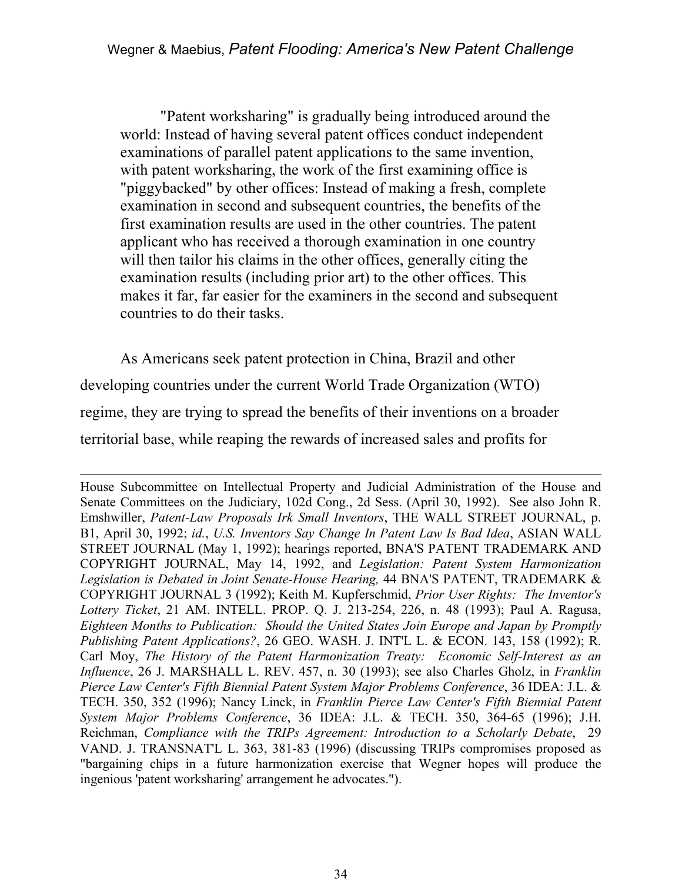> "Patent worksharing" is gradually being introduced around the world: Instead of having several patent offices conduct independent examinations of parallel patent applications to the same invention, with patent worksharing, the work of the first examining office is "piggybacked" by other offices: Instead of making a fresh, complete examination in second and subsequent countries, the benefits of the first examination results are used in the other countries. The patent applicant who has received a thorough examination in one country will then tailor his claims in the other offices, generally citing the examination results (including prior art) to the other offices. This makes it far, far easier for the examiners in the second and subsequent countries to do their tasks.

As Americans seek patent protection in China, Brazil and other developing countries under the current World Trade Organization (WTO) regime, they are trying to spread the benefits of their inventions on a broader territorial base, while reaping the rewards of increased sales and profits for

---

House Subcommittee on Intellectual Property and Judicial Administration of the House and Senate Committees on the Judiciary, 102d Cong., 2d Sess. (April 30, 1992). See also John R. Emshwiller, *Patent-Law Proposals Irk Small Inventors*, THE WALL STREET JOURNAL, p. B1, April 30, 1992; *id.*, *U.S. Inventors Say Change In Patent Law Is Bad Idea*, ASIAN WALL STREET JOURNAL (May 1, 1992); hearings reported, BNA'S PATENT TRADEMARK AND COPYRIGHT JOURNAL, May 14, 1992, and *Legislation: Patent System Harmonization Legislation is Debated in Joint Senate-House Hearing,* 44 BNA'S PATENT, TRADEMARK & COPYRIGHT JOURNAL 3 (1992); Keith M. Kupferschmid, *Prior User Rights: The Inventor's Lottery Ticket*, 21 AM. INTELL. PROP. Q. J. 213-254, 226, n. 48 (1993); Paul A. Ragusa, *Eighteen Months to Publication: Should the United States Join Europe and Japan by Promptly Publishing Patent Applications?*, 26 GEO. WASH. J. INT'L L. & ECON. 143, 158 (1992); R. Carl Moy, *The History of the Patent Harmonization Treaty: Economic Self-Interest as an Influence*, 26 J. MARSHALL L. REV. 457, n. 30 (1993); see also Charles Gholz, in *Franklin Pierce Law Center's Fifth Biennial Patent System Major Problems Conference*, 36 IDEA: J.L. & TECH. 350, 352 (1996); Nancy Linck, in *Franklin Pierce Law Center's Fifth Biennial Patent System Major Problems Conference*, 36 IDEA: J.L. & TECH. 350, 364-65 (1996); J.H. Reichman, *Compliance with the TRIPs Agreement: Introduction to a Scholarly Debate*, 29 VAND. J. TRANSNAT'L L. 363, 381-83 (1996) (discussing TRIPs compromises proposed as "bargaining chips in a future harmonization exercise that Wegner hopes will produce the ingenious 'patent worksharing' arrangement he advocates.").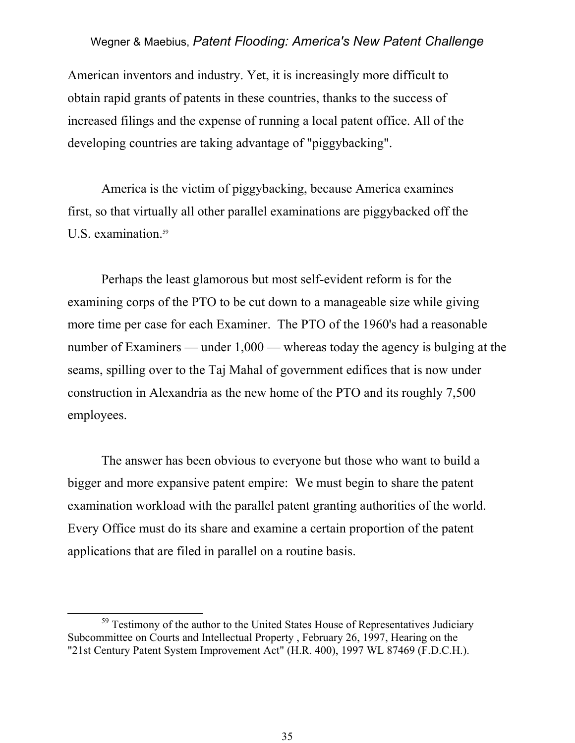American inventors and industry. Yet, it is increasingly more difficult to obtain rapid grants of patents in these countries, thanks to the success of increased filings and the expense of running a local patent office. All of the developing countries are taking advantage of "piggybacking".

America is the victim of piggybacking, because America examines first, so that virtually all other parallel examinations are piggybacked off the U.S. examination.[59]

Perhaps the least glamorous but most self-evident reform is for the examining corps of the PTO to be cut down to a manageable size while giving more time per case for each Examiner. The PTO of the 1960's had a reasonable number of Examiners — under 1,000 — whereas today the agency is bulging at the seams, spilling over to the Taj Mahal of government edifices that is now under construction in Alexandria as the new home of the PTO and its roughly 7,500 employees.

The answer has been obvious to everyone but those who want to build a bigger and more expansive patent empire: We must begin to share the patent examination workload with the parallel patent granting authorities of the world. Every Office must do its share and examine a certain proportion of the patent applications that are filed in parallel on a routine basis.

---

[59] Testimony of the author to the United States House of Representatives Judiciary Subcommittee on Courts and Intellectual Property , February 26, 1997, Hearing on the "21st Century Patent System Improvement Act" (H.R. 400), 1997 WL 87469 (F.D.C.H.).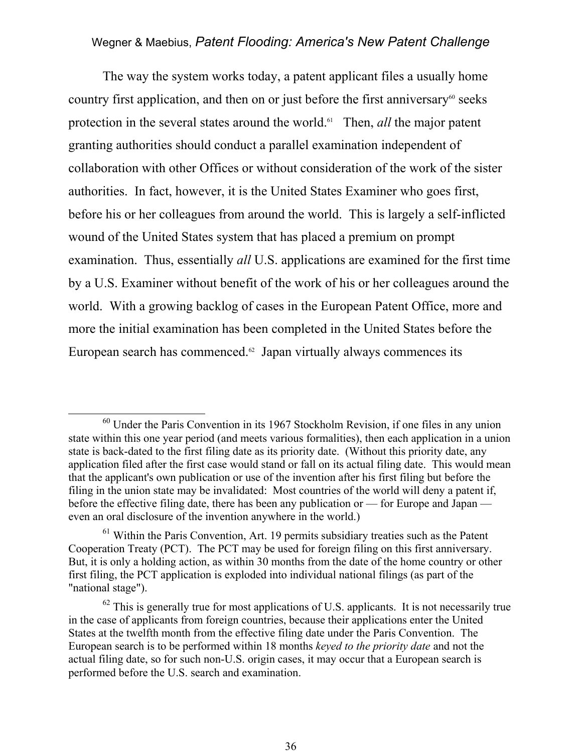The way the system works today, a patent applicant files a usually home country first application, and then on or just before the first anniversary[60] seeks protection in the several states around the world.[61] Then, *all* the major patent granting authorities should conduct a parallel examination independent of collaboration with other Offices or without consideration of the work of the sister authorities. In fact, however, it is the United States Examiner who goes first, before his or her colleagues from around the world. This is largely a self-inflicted wound of the United States system that has placed a premium on prompt examination. Thus, essentially *all* U.S. applications are examined for the first time by a U.S. Examiner without benefit of the work of his or her colleagues around the world. With a growing backlog of cases in the European Patent Office, more and more the initial examination has been completed in the United States before the European search has commenced.[62] Japan virtually always commences its

---

[60] Under the Paris Convention in its 1967 Stockholm Revision, if one files in any union state within this one year period (and meets various formalities), then each application in a union state is back-dated to the first filing date as its priority date. (Without this priority date, any application filed after the first case would stand or fall on its actual filing date. This would mean that the applicant's own publication or use of the invention after his first filing but before the filing in the union state may be invalidated: Most countries of the world will deny a patent if, before the effective filing date, there has been any publication or — for Europe and Japan — even an oral disclosure of the invention anywhere in the world.)

[61] Within the Paris Convention, Art. 19 permits subsidiary treaties such as the Patent Cooperation Treaty (PCT). The PCT may be used for foreign filing on this first anniversary. But, it is only a holding action, as within 30 months from the date of the home country or other first filing, the PCT application is exploded into individual national filings (as part of the "national stage").

[62] This is generally true for most applications of U.S. applicants. It is not necessarily true in the case of applicants from foreign countries, because their applications enter the United States at the twelfth month from the effective filing date under the Paris Convention. The European search is to be performed within 18 months *keyed to the priority date* and not the actual filing date, so for such non-U.S. origin cases, it may occur that a European search is performed before the U.S. search and examination.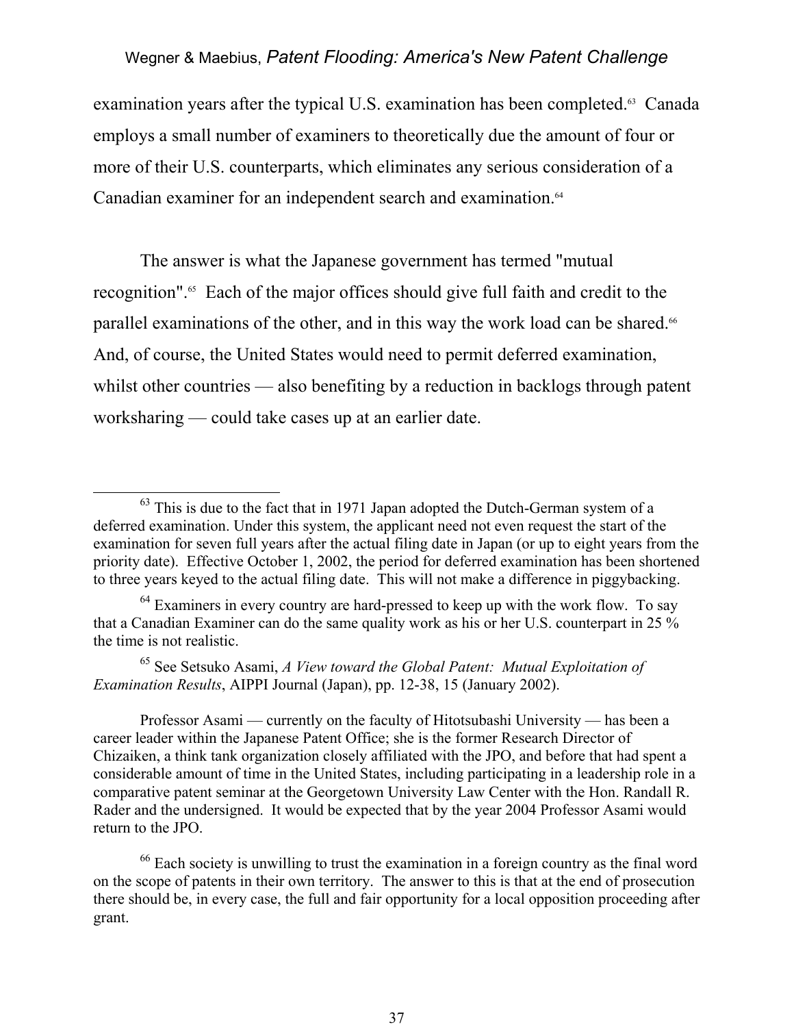examination years after the typical U.S. examination has been completed.[63] Canada employs a small number of examiners to theoretically due the amount of four or more of their U.S. counterparts, which eliminates any serious consideration of a Canadian examiner for an independent search and examination.[64]

The answer is what the Japanese government has termed "mutual recognition".[65] Each of the major offices should give full faith and credit to the parallel examinations of the other, and in this way the work load can be shared.[66] And, of course, the United States would need to permit deferred examination, whilst other countries — also benefiting by a reduction in backlogs through patent worksharing — could take cases up at an earlier date.

---

[63] This is due to the fact that in 1971 Japan adopted the Dutch-German system of a deferred examination. Under this system, the applicant need not even request the start of the examination for seven full years after the actual filing date in Japan (or up to eight years from the priority date). Effective October 1, 2002, the period for deferred examination has been shortened to three years keyed to the actual filing date. This will not make a difference in piggybacking.

[64] Examiners in every country are hard-pressed to keep up with the work flow. To say that a Canadian Examiner can do the same quality work as his or her U.S. counterpart in 25 % the time is not realistic.

[65] See Setsuko Asami, *A View toward the Global Patent: Mutual Exploitation of Examination Results*, AIPPI Journal (Japan), pp. 12-38, 15 (January 2002).

Professor Asami — currently on the faculty of Hitotsubashi University — has been a career leader within the Japanese Patent Office; she is the former Research Director of Chizaiken, a think tank organization closely affiliated with the JPO, and before that had spent a considerable amount of time in the United States, including participating in a leadership role in a comparative patent seminar at the Georgetown University Law Center with the Hon. Randall R. Rader and the undersigned. It would be expected that by the year 2004 Professor Asami would return to the JPO.

[66] Each society is unwilling to trust the examination in a foreign country as the final word on the scope of patents in their own territory. The answer to this is that at the end of prosecution there should be, in every case, the full and fair opportunity for a local opposition proceeding after grant.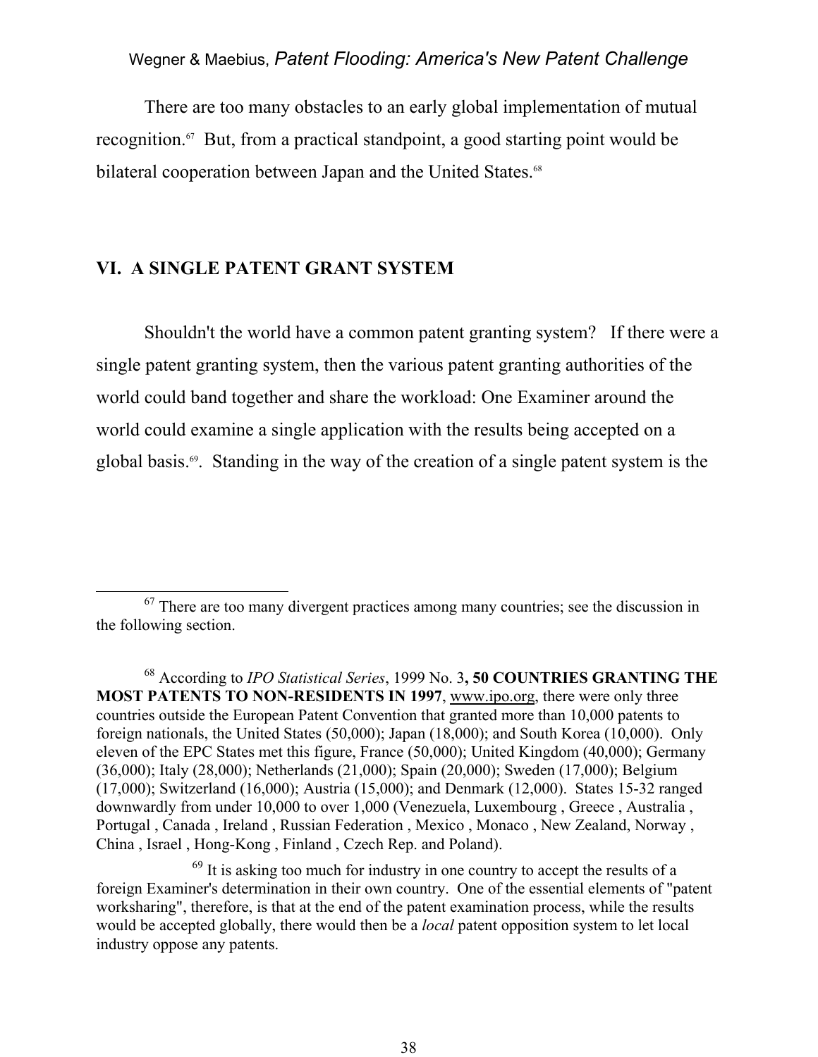There are too many obstacles to an early global implementation of mutual recognition.[67] But, from a practical standpoint, a good starting point would be bilateral cooperation between Japan and the United States.[68]

## VI. A SINGLE PATENT GRANT SYSTEM

Shouldn't the world have a common patent granting system? If there were a single patent granting system, then the various patent granting authorities of the world could band together and share the workload: One Examiner around the world could examine a single application with the results being accepted on a global basis.[69]. Standing in the way of the creation of a single patent system is the

---

[67] There are too many divergent practices among many countries; see the discussion in the following section.

[68] According to *IPO Statistical Series*, 1999 No. 3**, 50 COUNTRIES GRANTING THE MOST PATENTS TO NON-RESIDENTS IN 1997**, www.ipo.org, there were only three countries outside the European Patent Convention that granted more than 10,000 patents to foreign nationals, the United States (50,000); Japan (18,000); and South Korea (10,000). Only eleven of the EPC States met this figure, France (50,000); United Kingdom (40,000); Germany (36,000); Italy (28,000); Netherlands (21,000); Spain (20,000); Sweden (17,000); Belgium (17,000); Switzerland (16,000); Austria (15,000); and Denmark (12,000). States 15-32 ranged downwardly from under 10,000 to over 1,000 (Venezuela, Luxembourg , Greece , Australia , Portugal , Canada , Ireland , Russian Federation , Mexico , Monaco , New Zealand, Norway , China , Israel , Hong-Kong , Finland , Czech Rep. and Poland).

[69] It is asking too much for industry in one country to accept the results of a foreign Examiner's determination in their own country. One of the essential elements of "patent worksharing", therefore, is that at the end of the patent examination process, while the results would be accepted globally, there would then be a *local* patent opposition system to let local industry oppose any patents.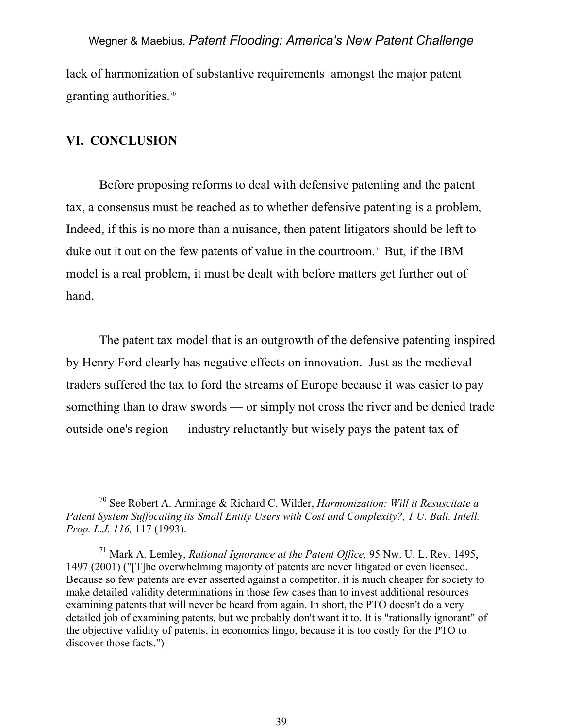lack of harmonization of substantive requirements amongst the major patent granting authorities.[70]

## VI. CONCLUSION

Before proposing reforms to deal with defensive patenting and the patent tax, a consensus must be reached as to whether defensive patenting is a problem, Indeed, if this is no more than a nuisance, then patent litigators should be left to duke out it out on the few patents of value in the courtroom.[71] But, if the IBM model is a real problem, it must be dealt with before matters get further out of hand.

The patent tax model that is an outgrowth of the defensive patenting inspired by Henry Ford clearly has negative effects on innovation. Just as the medieval traders suffered the tax to ford the streams of Europe because it was easier to pay something than to draw swords — or simply not cross the river and be denied trade outside one's region — industry reluctantly but wisely pays the patent tax of

---

[70] See Robert A. Armitage & Richard C. Wilder, *Harmonization: Will it Resuscitate a Patent System Suffocating its Small Entity Users with Cost and Complexity?, 1 U. Balt. Intell. Prop. L.J. 116,* 117 (1993).

[71] Mark A. Lemley, *Rational Ignorance at the Patent Office,* 95 Nw. U. L. Rev. 1495, 1497 (2001) ("[T]he overwhelming majority of patents are never litigated or even licensed. Because so few patents are ever asserted against a competitor, it is much cheaper for society to make detailed validity determinations in those few cases than to invest additional resources examining patents that will never be heard from again. In short, the PTO doesn't do a very detailed job of examining patents, but we probably don't want it to. It is "rationally ignorant" of the objective validity of patents, in economics lingo, because it is too costly for the PTO to discover those facts.")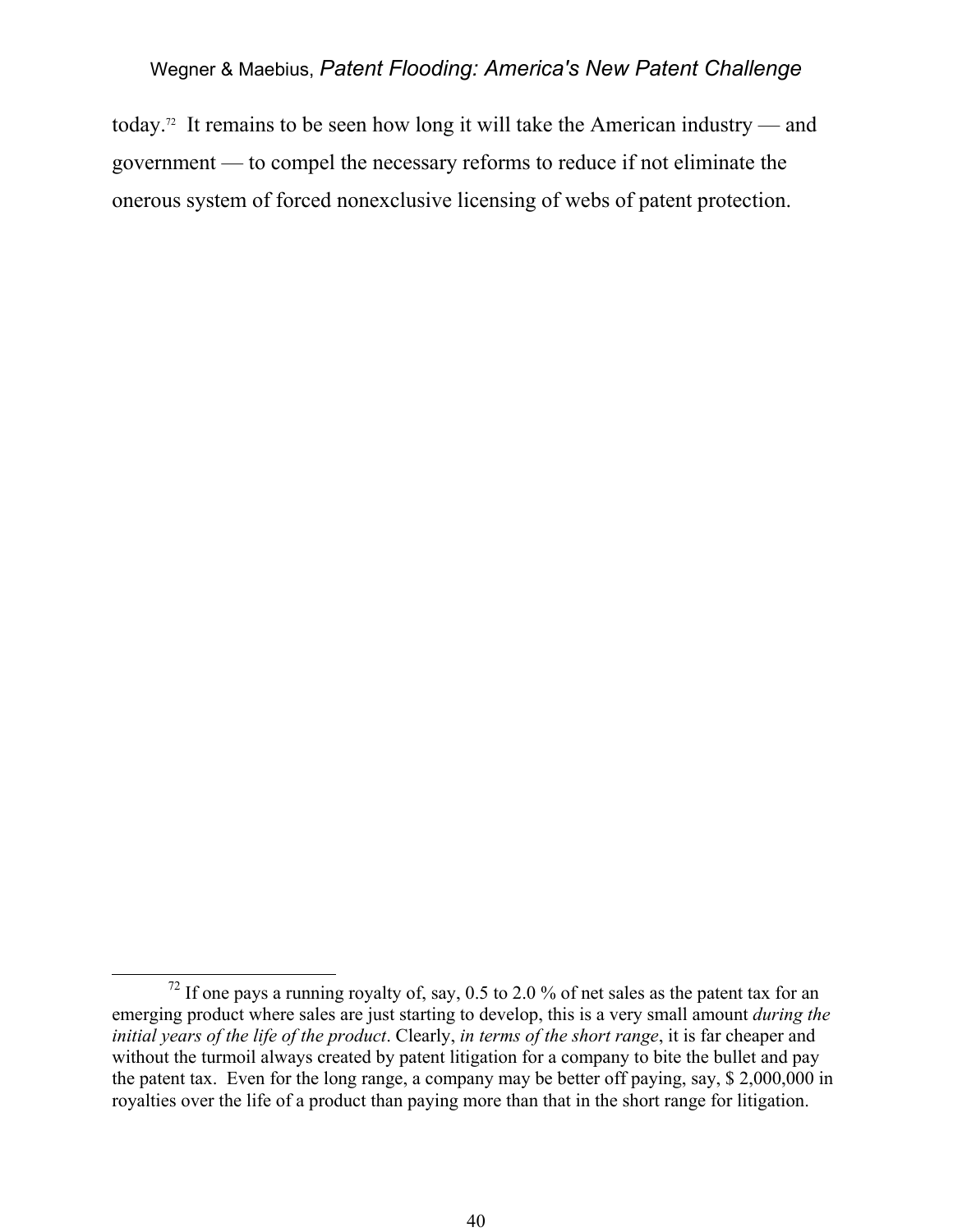today.[72] It remains to be seen how long it will take the American industry — and government — to compel the necessary reforms to reduce if not eliminate the onerous system of forced nonexclusive licensing of webs of patent protection.

---

[72] If one pays a running royalty of, say, 0.5 to 2.0 % of net sales as the patent tax for an emerging product where sales are just starting to develop, this is a very small amount *during the initial years of the life of the product*. Clearly, *in terms of the short range*, it is far cheaper and without the turmoil always created by patent litigation for a company to bite the bullet and pay the patent tax. Even for the long range, a company may be better off paying, say, $ 2,000,000 in royalties over the life of a product than paying more than that in the short range for litigation.